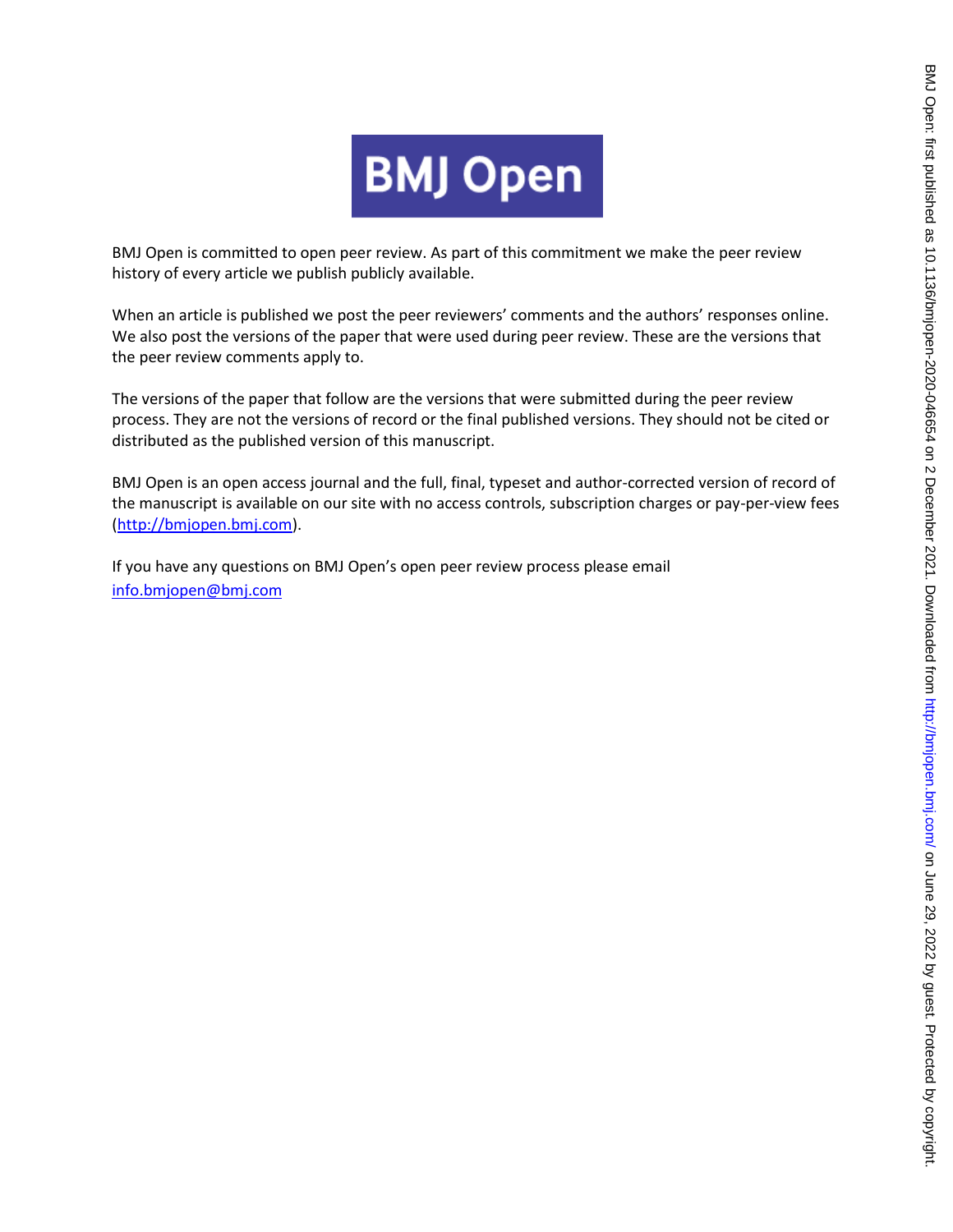BMJ Open is committed to open peer review. As part of this commitment we make the peer review history of every article we publish publicly available.

When an article is published we post the peer reviewers' comments and the authors' responses online. We also post the versions of the paper that were used during peer review. These are the versions that the peer review comments apply to.

The versions of the paper that follow are the versions that were submitted during the peer review process. They are not the versions of record or the final published versions. They should not be cited or distributed as the published version of this manuscript.

BMJ Open is an open access journal and the full, final, typeset and author-corrected version of record of the manuscript is available on our site with no access controls, subscription charges or pay-per-view fees (http://bmjopen.bmj.com).

If you have any questions on BMJ Open's open peer review process please email info.bmjopen@bmj.com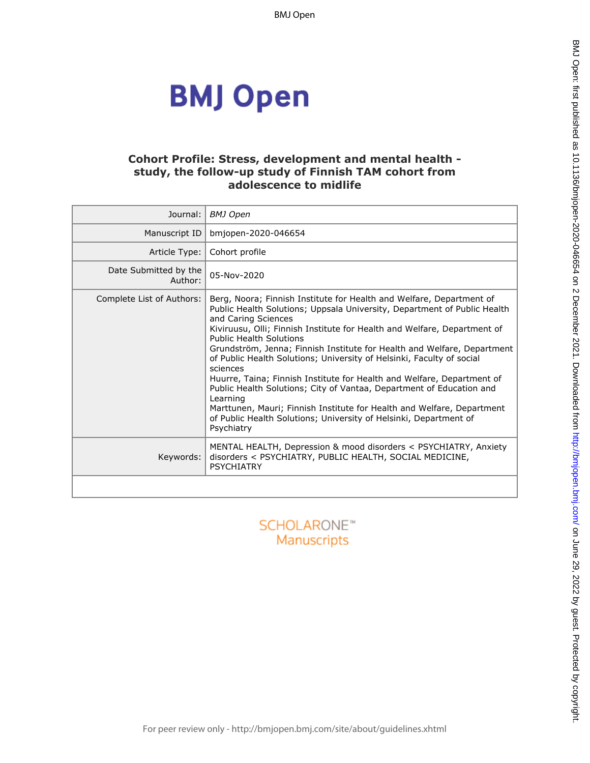# Cohort Profile: Stress, development and mental health - study, the follow-up study of Finnish TAM cohort from adolescence to midlife

| | |
|---|---|
| Journal: | *BMJ Open* |
| Manuscript ID | bmjopen-2020-046654 |
| Article Type: | Cohort profile |
| Date Submitted by the Author: | 05-Nov-2020 |
| Complete List of Authors: | Berg, Noora; Finnish Institute for Health and Welfare, Department of Public Health Solutions; Uppsala University, Department of Public Health and Caring Sciences<br>Kiviruusu, Olli; Finnish Institute for Health and Welfare, Department of Public Health Solutions<br>Grundström, Jenna; Finnish Institute for Health and Welfare, Department of Public Health Solutions; University of Helsinki, Faculty of social sciences<br>Huurre, Taina; Finnish Institute for Health and Welfare, Department of Public Health Solutions; City of Vantaa, Department of Education and Learning<br>Marttunen, Mauri; Finnish Institute for Health and Welfare, Department of Public Health Solutions; University of Helsinki, Department of Psychiatry |
| Keywords: | MENTAL HEALTH, Depression & mood disorders < PSYCHIATRY, Anxiety disorders < PSYCHIATRY, PUBLIC HEALTH, SOCIAL MEDICINE, PSYCHIATRY |
| | |

SCHOLARONE™ Manuscripts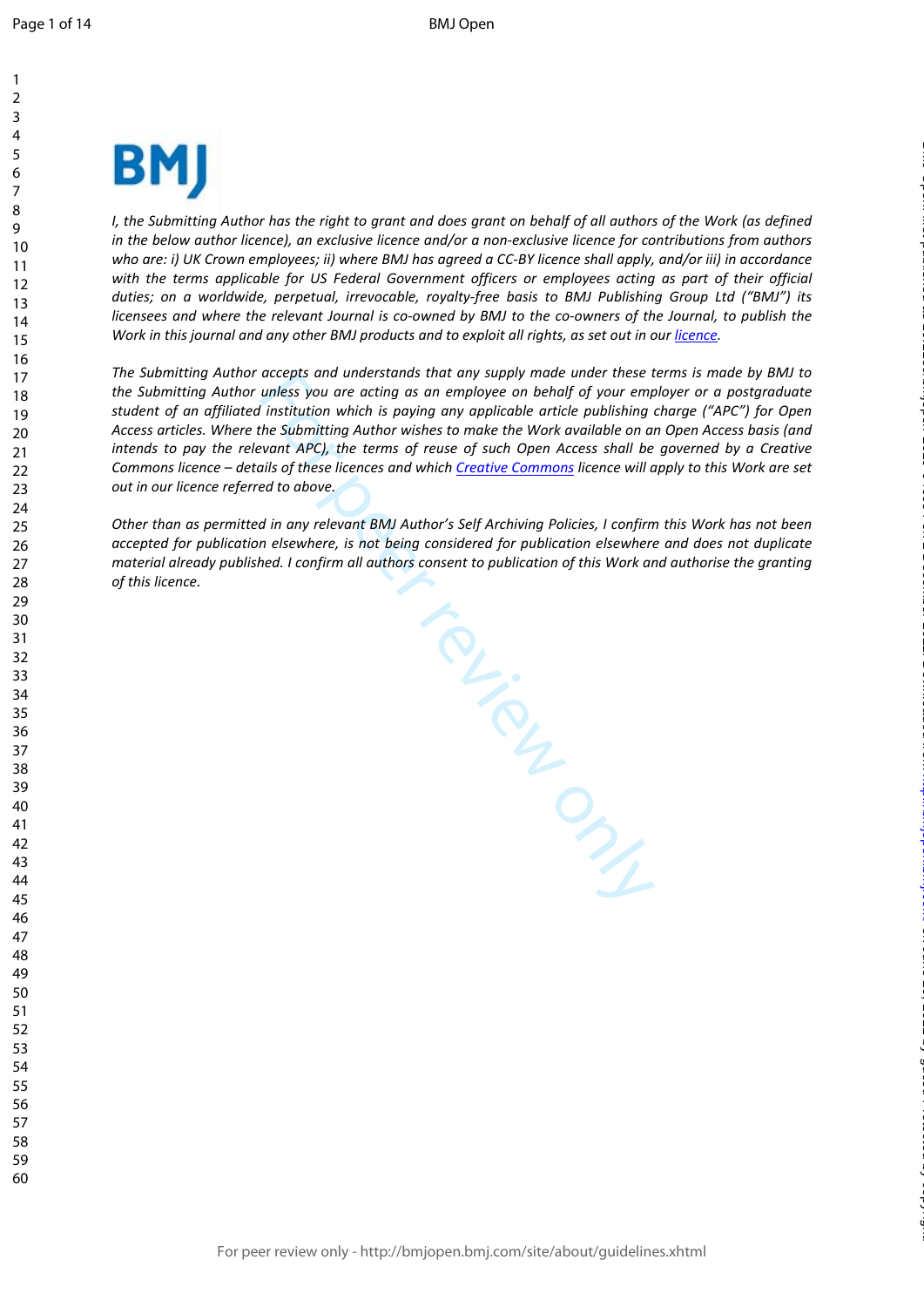*I, the Submitting Author has the right to grant and does grant on behalf of all authors of the Work (as defined in the below author licence), an exclusive licence and/or a non-exclusive licence for contributions from authors who are: i) UK Crown employees; ii) where BMJ has agreed a CC-BY licence shall apply, and/or iii) in accordance with the terms applicable for US Federal Government officers or employees acting as part of their official duties; on a worldwide, perpetual, irrevocable, royalty-free basis to BMJ Publishing Group Ltd ("BMJ") its licensees and where the relevant Journal is co-owned by BMJ to the co-owners of the Journal, to publish the Work in this journal and any other BMJ products and to exploit all rights, as set out in our licence.*

*The Submitting Author accepts and understands that any supply made under these terms is made by BMJ to the Submitting Author unless you are acting as an employee on behalf of your employer or a postgraduate student of an affiliated institution which is paying any applicable article publishing charge ("APC") for Open Access articles. Where the Submitting Author wishes to make the Work available on an Open Access basis (and intends to pay the relevant APC), the terms of reuse of such Open Access shall be governed by a Creative Commons licence – details of these licences and which Creative Commons licence will apply to this Work are set out in our licence referred to above.*

*Other than as permitted in any relevant BMJ Author's Self Archiving Policies, I confirm this Work has not been accepted for publication elsewhere, is not being considered for publication elsewhere and does not duplicate material already published. I confirm all authors consent to publication of this Work and authorise the granting of this licence.*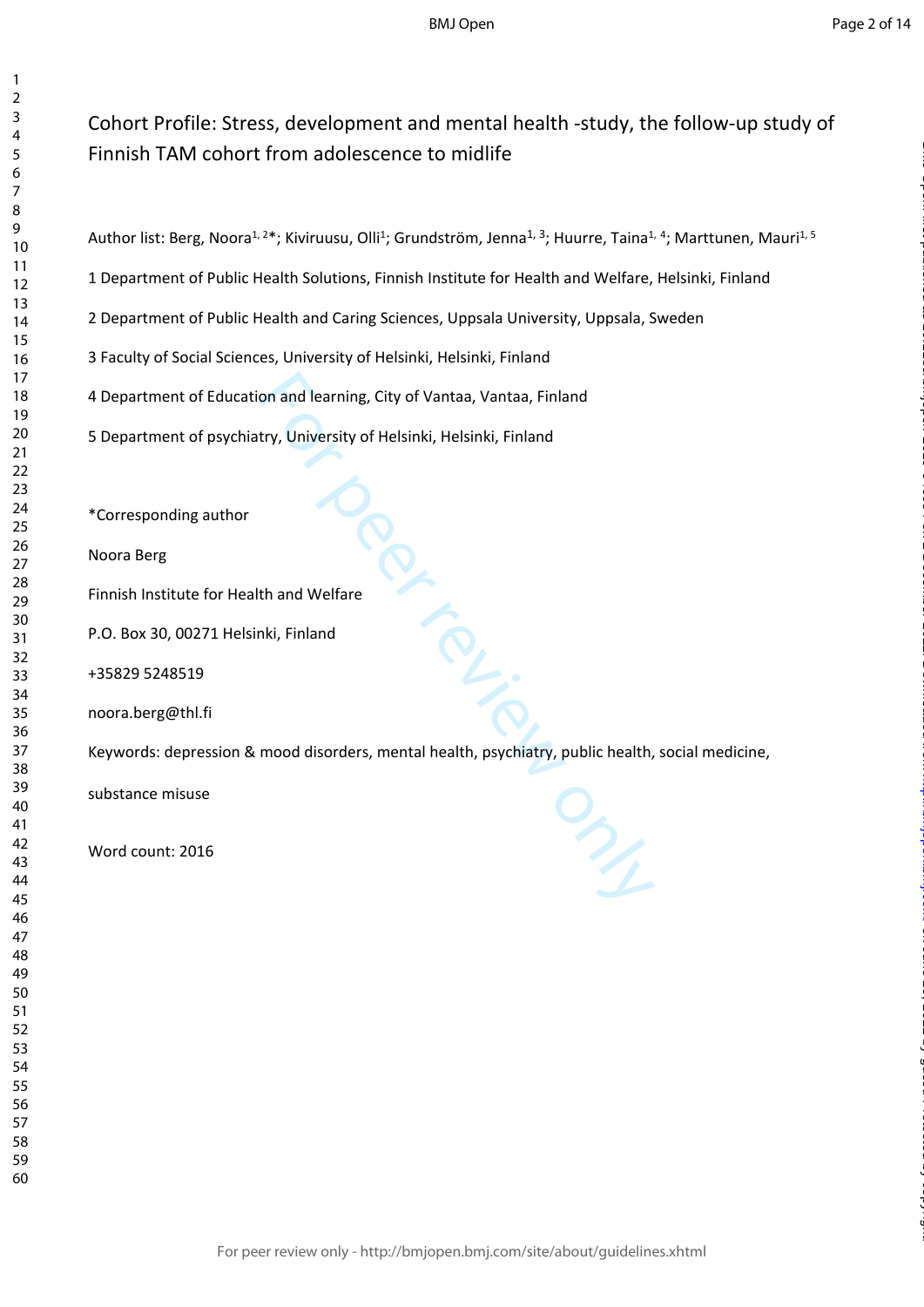# Cohort Profile: Stress, development and mental health -study, the follow-up study of Finnish TAM cohort from adolescence to midlife

Author list: Berg, Noora[1, 2]*; Kiviruusu, Olli[1]; Grundström, Jenna[1, 3]; Huurre, Taina[1, 4]; Marttunen, Mauri[1, 5]

1 Department of Public Health Solutions, Finnish Institute for Health and Welfare, Helsinki, Finland

2 Department of Public Health and Caring Sciences, Uppsala University, Uppsala, Sweden

3 Faculty of Social Sciences, University of Helsinki, Helsinki, Finland

4 Department of Education and learning, City of Vantaa, Vantaa, Finland

5 Department of psychiatry, University of Helsinki, Helsinki, Finland

*Corresponding author

Noora Berg

Finnish Institute for Health and Welfare

P.O. Box 30, 00271 Helsinki, Finland

+35829 5248519

noora.berg@thl.fi

Keywords: depression & mood disorders, mental health, psychiatry, public health, social medicine, substance misuse

Word count: 2016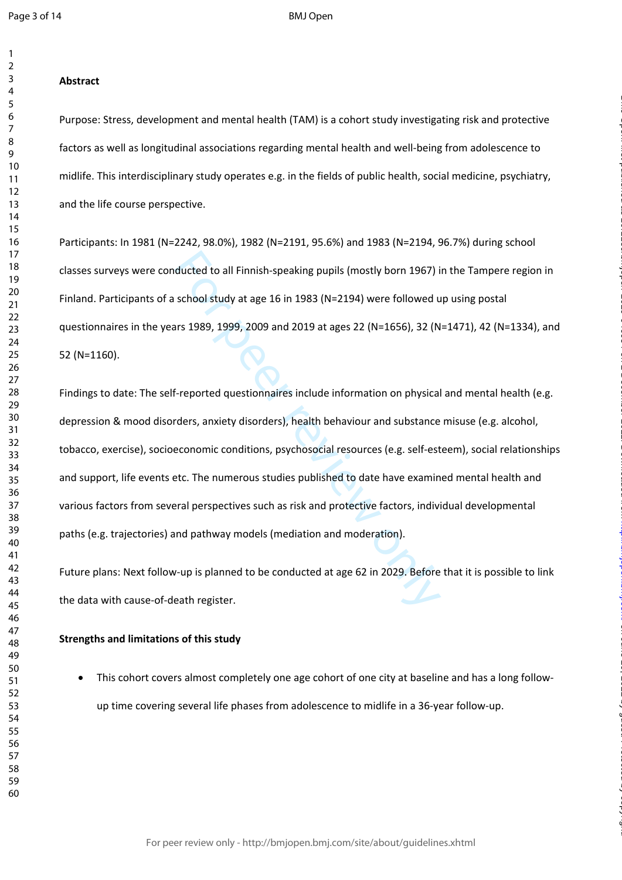**Abstract**

Purpose: Stress, development and mental health (TAM) is a cohort study investigating risk and protective factors as well as longitudinal associations regarding mental health and well-being from adolescence to midlife. This interdisciplinary study operates e.g. in the fields of public health, social medicine, psychiatry, and the life course perspective.

Participants: In 1981 (N=2242, 98.0%), 1982 (N=2191, 95.6%) and 1983 (N=2194, 96.7%) during school classes surveys were conducted to all Finnish-speaking pupils (mostly born 1967) in the Tampere region in Finland. Participants of a school study at age 16 in 1983 (N=2194) were followed up using postal questionnaires in the years 1989, 1999, 2009 and 2019 at ages 22 (N=1656), 32 (N=1471), 42 (N=1334), and 52 (N=1160).

Findings to date: The self-reported questionnaires include information on physical and mental health (e.g. depression & mood disorders, anxiety disorders), health behaviour and substance misuse (e.g. alcohol, tobacco, exercise), socioeconomic conditions, psychosocial resources (e.g. self-esteem), social relationships and support, life events etc. The numerous studies published to date have examined mental health and various factors from several perspectives such as risk and protective factors, individual developmental paths (e.g. trajectories) and pathway models (mediation and moderation).

Future plans: Next follow-up is planned to be conducted at age 62 in 2029. Before that it is possible to link the data with cause-of-death register.

**Strengths and limitations of this study**

- This cohort covers almost completely one age cohort of one city at baseline and has a long follow-up time covering several life phases from adolescence to midlife in a 36-year follow-up.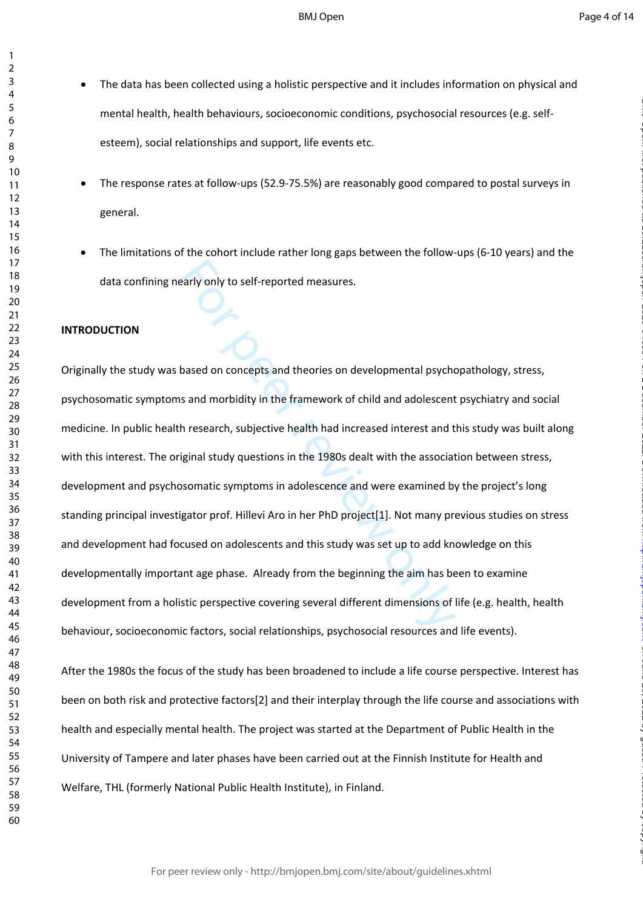- The data has been collected using a holistic perspective and it includes information on physical and mental health, health behaviours, socioeconomic conditions, psychosocial resources (e.g. self-esteem), social relationships and support, life events etc.

- The response rates at follow-ups (52.9-75.5%) are reasonably good compared to postal surveys in general.

- The limitations of the cohort include rather long gaps between the follow-ups (6-10 years) and the data confining nearly only to self-reported measures.

## INTRODUCTION

Originally the study was based on concepts and theories on developmental psychopathology, stress, psychosomatic symptoms and morbidity in the framework of child and adolescent psychiatry and social medicine. In public health research, subjective health had increased interest and this study was built along with this interest. The original study questions in the 1980s dealt with the association between stress, development and psychosomatic symptoms in adolescence and were examined by the project's long standing principal investigator prof. Hillevi Aro in her PhD project[1]. Not many previous studies on stress and development had focused on adolescents and this study was set up to add knowledge on this developmentally important age phase. Already from the beginning the aim has been to examine development from a holistic perspective covering several different dimensions of life (e.g. health, health behaviour, socioeconomic factors, social relationships, psychosocial resources and life events).

After the 1980s the focus of the study has been broadened to include a life course perspective. Interest has been on both risk and protective factors[2] and their interplay through the life course and associations with health and especially mental health. The project was started at the Department of Public Health in the University of Tampere and later phases have been carried out at the Finnish Institute for Health and Welfare, THL (formerly National Public Health Institute), in Finland.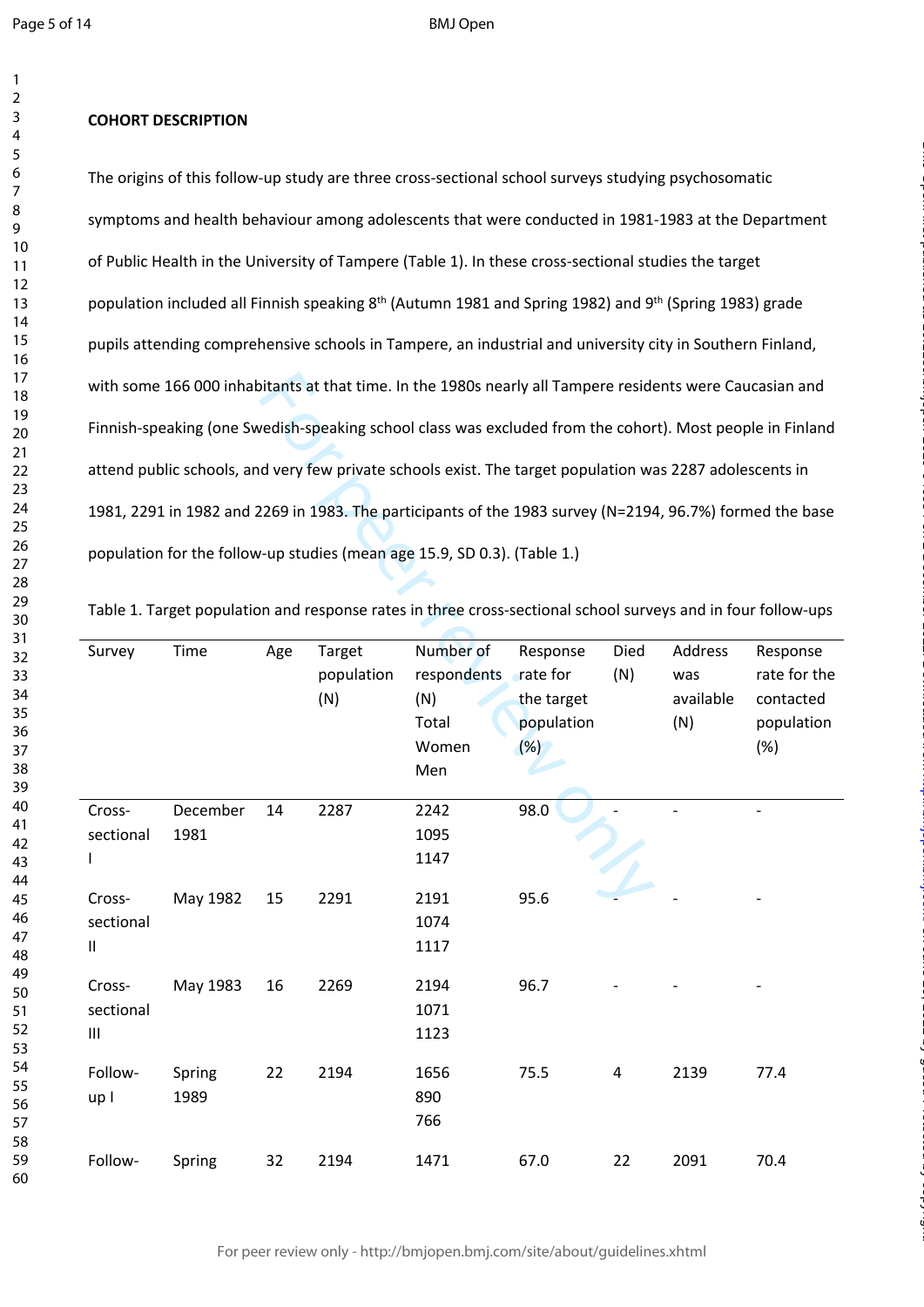**COHORT DESCRIPTION**

The origins of this follow-up study are three cross-sectional school surveys studying psychosomatic symptoms and health behaviour among adolescents that were conducted in 1981-1983 at the Department of Public Health in the University of Tampere (Table 1). In these cross-sectional studies the target population included all Finnish speaking 8th (Autumn 1981 and Spring 1982) and 9th (Spring 1983) grade pupils attending comprehensive schools in Tampere, an industrial and university city in Southern Finland, with some 166 000 inhabitants at that time. In the 1980s nearly all Tampere residents were Caucasian and Finnish-speaking (one Swedish-speaking school class was excluded from the cohort). Most people in Finland attend public schools, and very few private schools exist. The target population was 2287 adolescents in 1981, 2291 in 1982 and 2269 in 1983. The participants of the 1983 survey (N=2194, 96.7%) formed the base population for the follow-up studies (mean age 15.9, SD 0.3). (Table 1.)

Table 1. Target population and response rates in three cross-sectional school surveys and in four follow-ups

| Survey | Time | Age | Target population (N) | Number of respondents (N) Total Women Men | Response rate for the target population (%) | Died (N) | Address was available (N) | Response rate for the contacted population (%) |
|---|---|---|---|---|---|---|---|---|
| Cross-sectional I | December 1981 | 14 | 2287 | 2242 1095 1147 | 98.0 | - | - | - |
| Cross-sectional II | May 1982 | 15 | 2291 | 2191 1074 1117 | 95.6 | - | - | - |
| Cross-sectional III | May 1983 | 16 | 2269 | 2194 1071 1123 | 96.7 | - | - | - |
| Follow-up I | Spring 1989 | 22 | 2194 | 1656 890 766 | 75.5 | 4 | 2139 | 77.4 |
| Follow- | Spring | 32 | 2194 | 1471 | 67.0 | 22 | 2091 | 70.4 |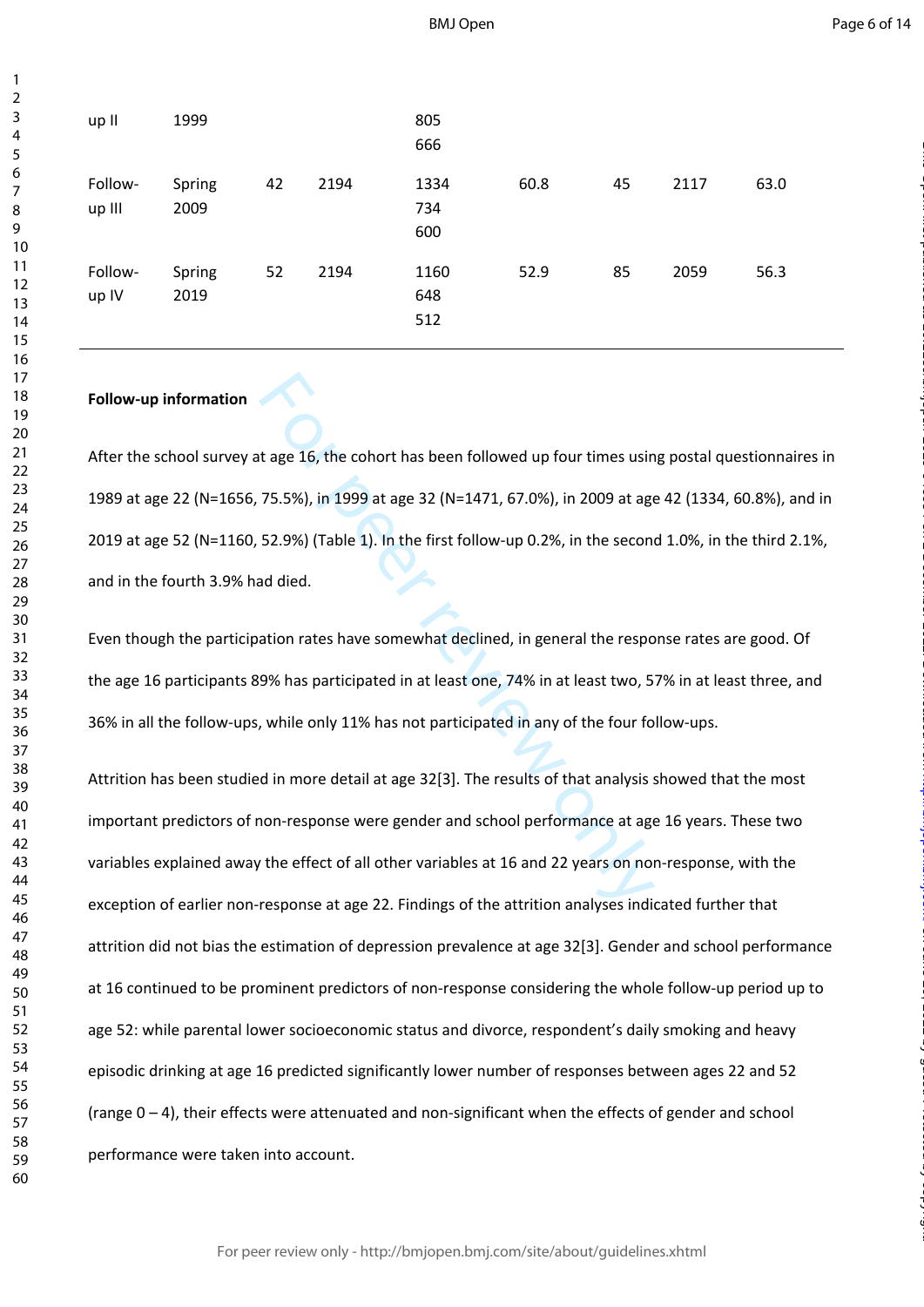| | | | | | | | | |
|---|---|---|---|---|---|---|---|---|
| up II | 1999 | | | 805<br>666 | | | | |
| Follow-up III | Spring 2009 | 42 | 2194 | 1334<br>734<br>600 | 60.8 | 45 | 2117 | 63.0 |
| Follow-up IV | Spring 2019 | 52 | 2194 | 1160<br>648<br>512 | 52.9 | 85 | 2059 | 56.3 |

**Follow-up information**

After the school survey at age 16, the cohort has been followed up four times using postal questionnaires in 1989 at age 22 (N=1656, 75.5%), in 1999 at age 32 (N=1471, 67.0%), in 2009 at age 42 (1334, 60.8%), and in 2019 at age 52 (N=1160, 52.9%) (Table 1). In the first follow-up 0.2%, in the second 1.0%, in the third 2.1%, and in the fourth 3.9% had died.

Even though the participation rates have somewhat declined, in general the response rates are good. Of the age 16 participants 89% has participated in at least one, 74% in at least two, 57% in at least three, and 36% in all the follow-ups, while only 11% has not participated in any of the four follow-ups.

Attrition has been studied in more detail at age 32[3]. The results of that analysis showed that the most important predictors of non-response were gender and school performance at age 16 years. These two variables explained away the effect of all other variables at 16 and 22 years on non-response, with the exception of earlier non-response at age 22. Findings of the attrition analyses indicated further that attrition did not bias the estimation of depression prevalence at age 32[3]. Gender and school performance at 16 continued to be prominent predictors of non-response considering the whole follow-up period up to age 52: while parental lower socioeconomic status and divorce, respondent's daily smoking and heavy episodic drinking at age 16 predicted significantly lower number of responses between ages 22 and 52 (range 0 – 4), their effects were attenuated and non-significant when the effects of gender and school performance were taken into account.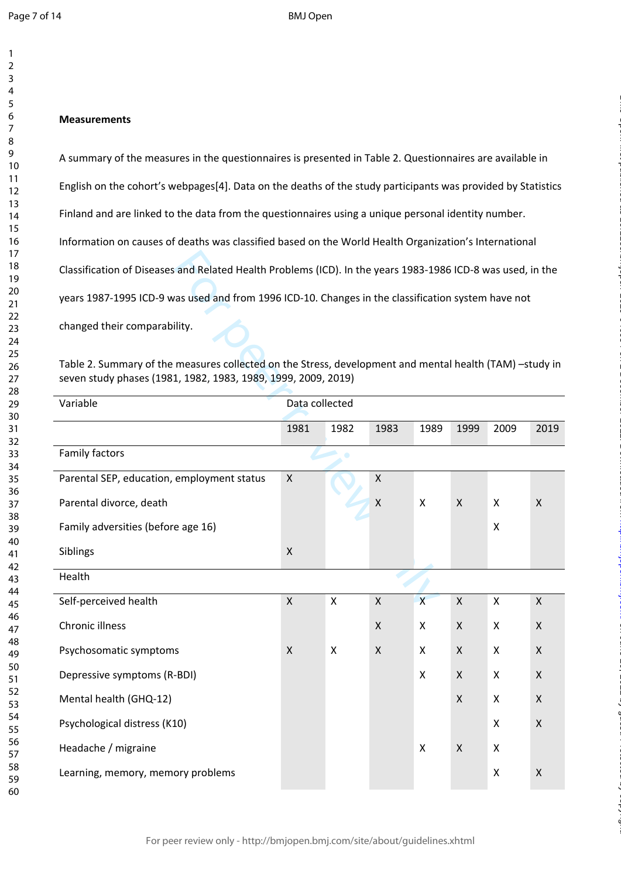**Measurements**

A summary of the measures in the questionnaires is presented in Table 2. Questionnaires are available in English on the cohort's webpages[4]. Data on the deaths of the study participants was provided by Statistics Finland and are linked to the data from the questionnaires using a unique personal identity number. Information on causes of deaths was classified based on the World Health Organization's International Classification of Diseases and Related Health Problems (ICD). In the years 1983-1986 ICD-8 was used, in the years 1987-1995 ICD-9 was used and from 1996 ICD-10. Changes in the classification system have not changed their comparability.

Table 2. Summary of the measures collected on the Stress, development and mental health (TAM) –study in seven study phases (1981, 1982, 1983, 1989, 1999, 2009, 2019)

| Variable | Data collected | | | | | | |
|---|---|---|---|---|---|---|---|
| | 1981 | 1982 | 1983 | 1989 | 1999 | 2009 | 2019 |
| **Family factors** | | | | | | | |
| Parental SEP, education, employment status | X | | X | | | | |
| Parental divorce, death | | | X | X | X | X | X |
| Family adversities (before age 16) | | | | | | X | |
| Siblings | X | | | | | | |
| **Health** | | | | | | | |
| Self-perceived health | X | X | X | X | X | X | X |
| Chronic illness | | | X | X | X | X | X |
| Psychosomatic symptoms | X | X | X | X | X | X | X |
| Depressive symptoms (R-BDI) | | | | X | X | X | X |
| Mental health (GHQ-12) | | | | | X | X | X |
| Psychological distress (K10) | | | | | | X | X |
| Headache / migraine | | | | X | X | X | |
| Learning, memory, memory problems | | | | | | X | X |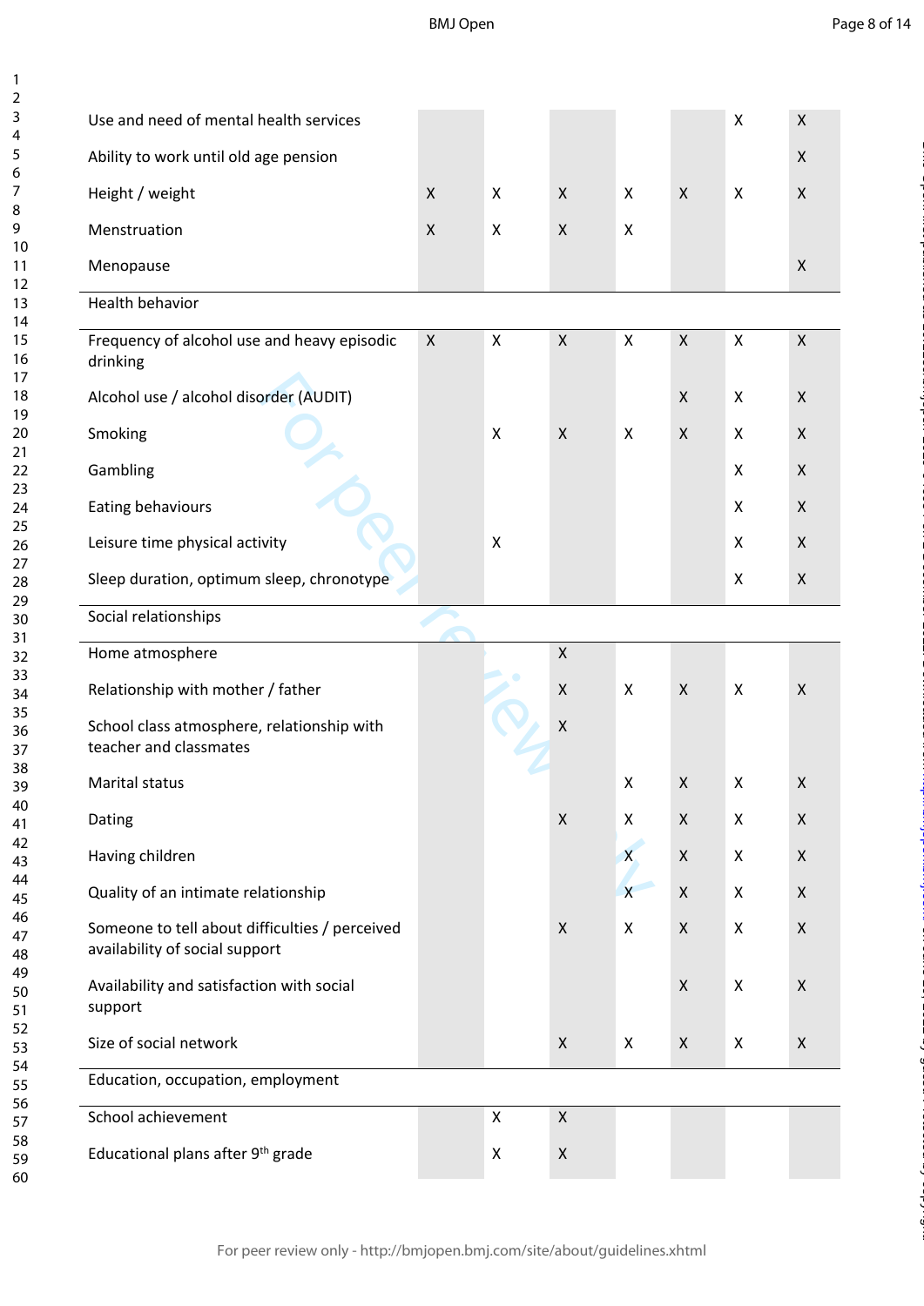| | | | | | | | |
|---|---|---|---|---|---|---|---|
| Use and need of mental health services | | | | | | X | X |
| Ability to work until old age pension | | | | | | | X |
| Height / weight | X | X | X | X | X | X | X |
| Menstruation | X | X | X | X | | | |
| Menopause | | | | | | | X |
| **Health behavior** | | | | | | | |
| Frequency of alcohol use and heavy episodic drinking | X | X | X | X | X | X | X |
| Alcohol use / alcohol disorder (AUDIT) | | | | | X | X | X |
| Smoking | | X | X | X | X | X | X |
| Gambling | | | | | | X | X |
| Eating behaviours | | | | | | X | X |
| Leisure time physical activity | | X | | | | X | X |
| Sleep duration, optimum sleep, chronotype | | | | | | X | X |
| **Social relationships** | | | | | | | |
| Home atmosphere | | | X | | | | |
| Relationship with mother / father | | | X | X | X | X | X |
| School class atmosphere, relationship with teacher and classmates | | | X | | | | |
| Marital status | | | | X | X | X | X |
| Dating | | | X | X | X | X | X |
| Having children | | | | X | X | X | X |
| Quality of an intimate relationship | | | | X | X | X | X |
| Someone to tell about difficulties / perceived availability of social support | | | X | X | X | X | X |
| Availability and satisfaction with social support | | | | | X | X | X |
| Size of social network | | | X | X | X | X | X |
| **Education, occupation, employment** | | | | | | | |
| School achievement | | X | X | | | | |
| Educational plans after 9th grade | | X | X | | | | |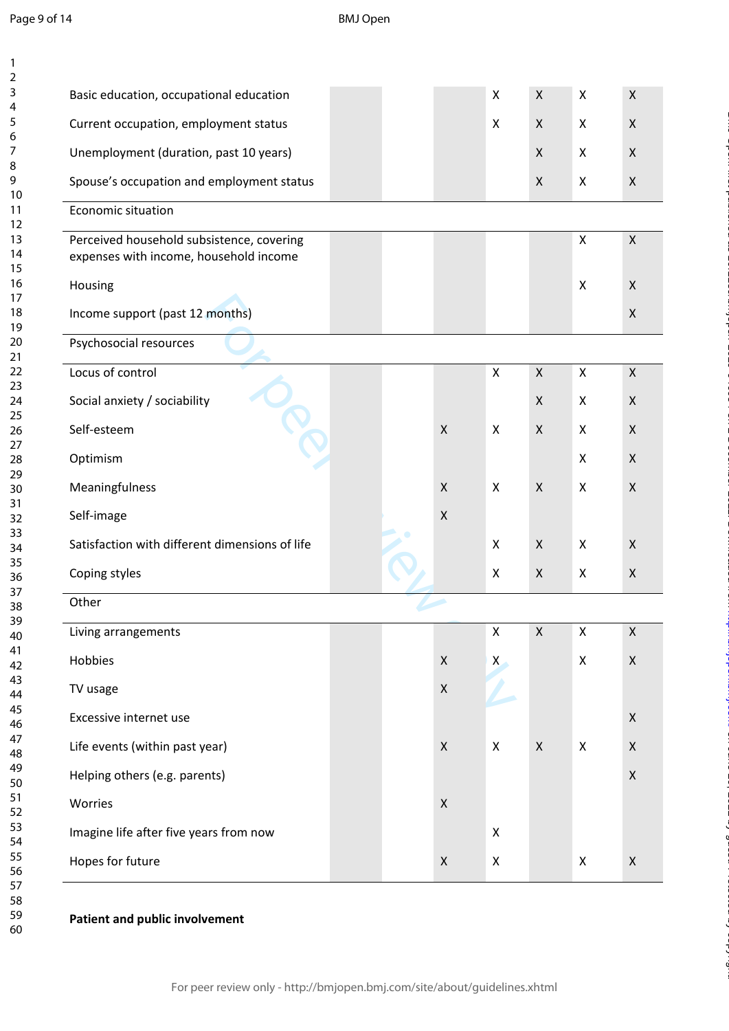| | | | | | | | |
|---|---|---|---|---|---|---|---|
| Basic education, occupational education | | | | X | X | X | X |
| Current occupation, employment status | | | | X | X | X | X |
| Unemployment (duration, past 10 years) | | | | | X | X | X |
| Spouse's occupation and employment status | | | | | X | X | X |
| Economic situation | | | | | | | |
| Perceived household subsistence, covering expenses with income, household income | | | | | | X | X |
| Housing | | | | | | X | X |
| Income support (past 12 months) | | | | | | | X |
| Psychosocial resources | | | | | | | |
| Locus of control | | | | X | X | X | X |
| Social anxiety / sociability | | | | | X | X | X |
| Self-esteem | | | X | X | X | X | X |
| Optimism | | | | | | X | X |
| Meaningfulness | | | X | X | X | X | X |
| Self-image | | | X | | | | |
| Satisfaction with different dimensions of life | | | | X | X | X | X |
| Coping styles | | | | X | X | X | X |
| Other | | | | | | | |
| Living arrangements | | | | X | X | X | X |
| Hobbies | | | X | X | | X | X |
| TV usage | | | X | | | | |
| Excessive internet use | | | | | | | X |
| Life events (within past year) | | | X | X | X | X | X |
| Helping others (e.g. parents) | | | | | | | X |
| Worries | | | X | | | | |
| Imagine life after five years from now | | | | X | | | |
| Hopes for future | | | X | X | | X | X |

**Patient and public involvement**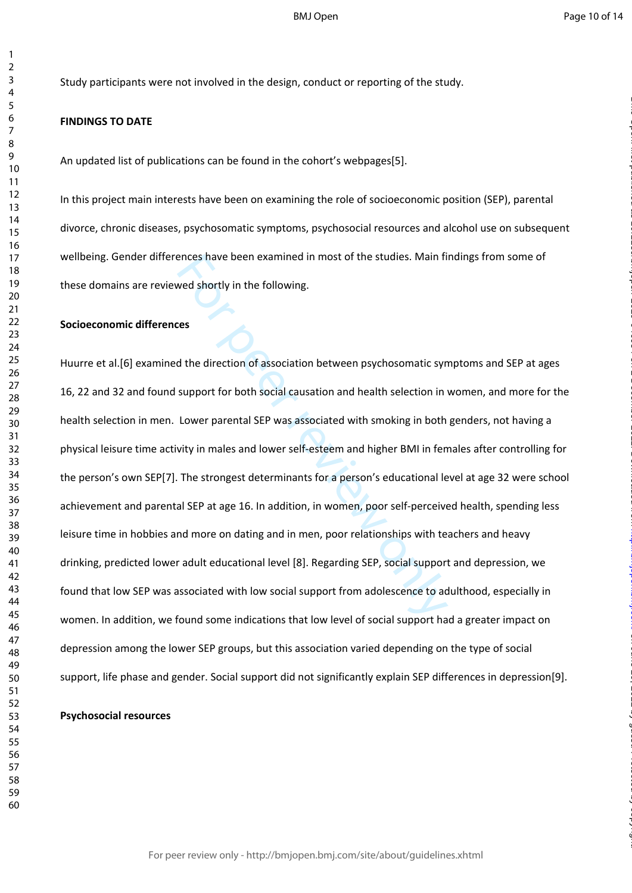Study participants were not involved in the design, conduct or reporting of the study.

**FINDINGS TO DATE**

An updated list of publications can be found in the cohort's webpages[5].

In this project main interests have been on examining the role of socioeconomic position (SEP), parental divorce, chronic diseases, psychosomatic symptoms, psychosocial resources and alcohol use on subsequent wellbeing. Gender differences have been examined in most of the studies. Main findings from some of these domains are reviewed shortly in the following.

**Socioeconomic differences**

Huurre et al.[6] examined the direction of association between psychosomatic symptoms and SEP at ages 16, 22 and 32 and found support for both social causation and health selection in women, and more for the health selection in men. Lower parental SEP was associated with smoking in both genders, not having a physical leisure time activity in males and lower self-esteem and higher BMI in females after controlling for the person's own SEP[7]. The strongest determinants for a person's educational level at age 32 were school achievement and parental SEP at age 16. In addition, in women, poor self-perceived health, spending less leisure time in hobbies and more on dating and in men, poor relationships with teachers and heavy drinking, predicted lower adult educational level [8]. Regarding SEP, social support and depression, we found that low SEP was associated with low social support from adolescence to adulthood, especially in women. In addition, we found some indications that low level of social support had a greater impact on depression among the lower SEP groups, but this association varied depending on the type of social support, life phase and gender. Social support did not significantly explain SEP differences in depression[9].

**Psychosocial resources**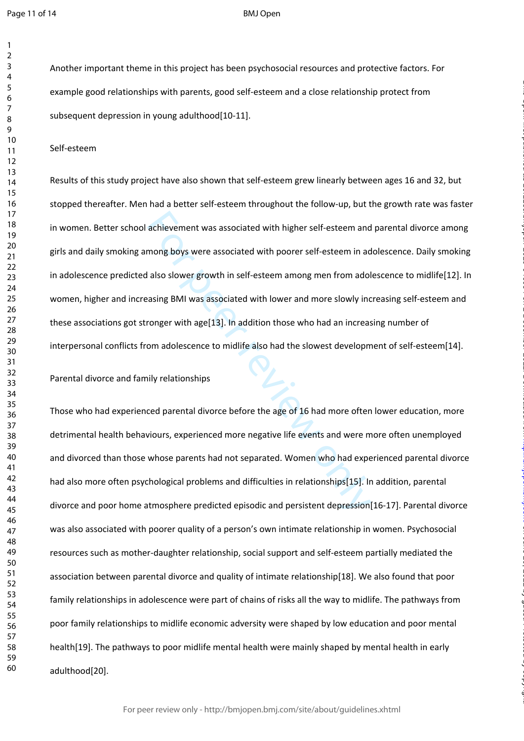Another important theme in this project has been psychosocial resources and protective factors. For example good relationships with parents, good self-esteem and a close relationship protect from subsequent depression in young adulthood[10-11].

## Self-esteem

Results of this study project have also shown that self-esteem grew linearly between ages 16 and 32, but stopped thereafter. Men had a better self-esteem throughout the follow-up, but the growth rate was faster in women. Better school achievement was associated with higher self-esteem and parental divorce among girls and daily smoking among boys were associated with poorer self-esteem in adolescence. Daily smoking in adolescence predicted also slower growth in self-esteem among men from adolescence to midlife[12]. In women, higher and increasing BMI was associated with lower and more slowly increasing self-esteem and these associations got stronger with age[13]. In addition those who had an increasing number of interpersonal conflicts from adolescence to midlife also had the slowest development of self-esteem[14].

## Parental divorce and family relationships

Those who had experienced parental divorce before the age of 16 had more often lower education, more detrimental health behaviours, experienced more negative life events and were more often unemployed and divorced than those whose parents had not separated. Women who had experienced parental divorce had also more often psychological problems and difficulties in relationships[15]. In addition, parental divorce and poor home atmosphere predicted episodic and persistent depression[16-17]. Parental divorce was also associated with poorer quality of a person's own intimate relationship in women. Psychosocial resources such as mother-daughter relationship, social support and self-esteem partially mediated the association between parental divorce and quality of intimate relationship[18]. We also found that poor family relationships in adolescence were part of chains of risks all the way to midlife. The pathways from poor family relationships to midlife economic adversity were shaped by low education and poor mental health[19]. The pathways to poor midlife mental health were mainly shaped by mental health in early adulthood[20].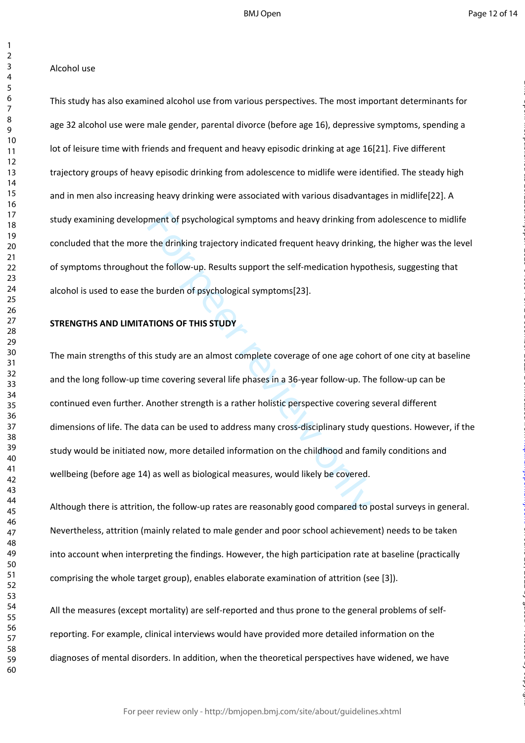Alcohol use

This study has also examined alcohol use from various perspectives. The most important determinants for age 32 alcohol use were male gender, parental divorce (before age 16), depressive symptoms, spending a lot of leisure time with friends and frequent and heavy episodic drinking at age 16[21]. Five different trajectory groups of heavy episodic drinking from adolescence to midlife were identified. The steady high and in men also increasing heavy drinking were associated with various disadvantages in midlife[22]. A study examining development of psychological symptoms and heavy drinking from adolescence to midlife concluded that the more the drinking trajectory indicated frequent heavy drinking, the higher was the level of symptoms throughout the follow-up. Results support the self-medication hypothesis, suggesting that alcohol is used to ease the burden of psychological symptoms[23].

**STRENGTHS AND LIMITATIONS OF THIS STUDY**

The main strengths of this study are an almost complete coverage of one age cohort of one city at baseline and the long follow-up time covering several life phases in a 36-year follow-up. The follow-up can be continued even further. Another strength is a rather holistic perspective covering several different dimensions of life. The data can be used to address many cross-disciplinary study questions. However, if the study would be initiated now, more detailed information on the childhood and family conditions and wellbeing (before age 14) as well as biological measures, would likely be covered.

Although there is attrition, the follow-up rates are reasonably good compared to postal surveys in general. Nevertheless, attrition (mainly related to male gender and poor school achievement) needs to be taken into account when interpreting the findings. However, the high participation rate at baseline (practically comprising the whole target group), enables elaborate examination of attrition (see [3]).

All the measures (except mortality) are self-reported and thus prone to the general problems of self-reporting. For example, clinical interviews would have provided more detailed information on the diagnoses of mental disorders. In addition, when the theoretical perspectives have widened, we have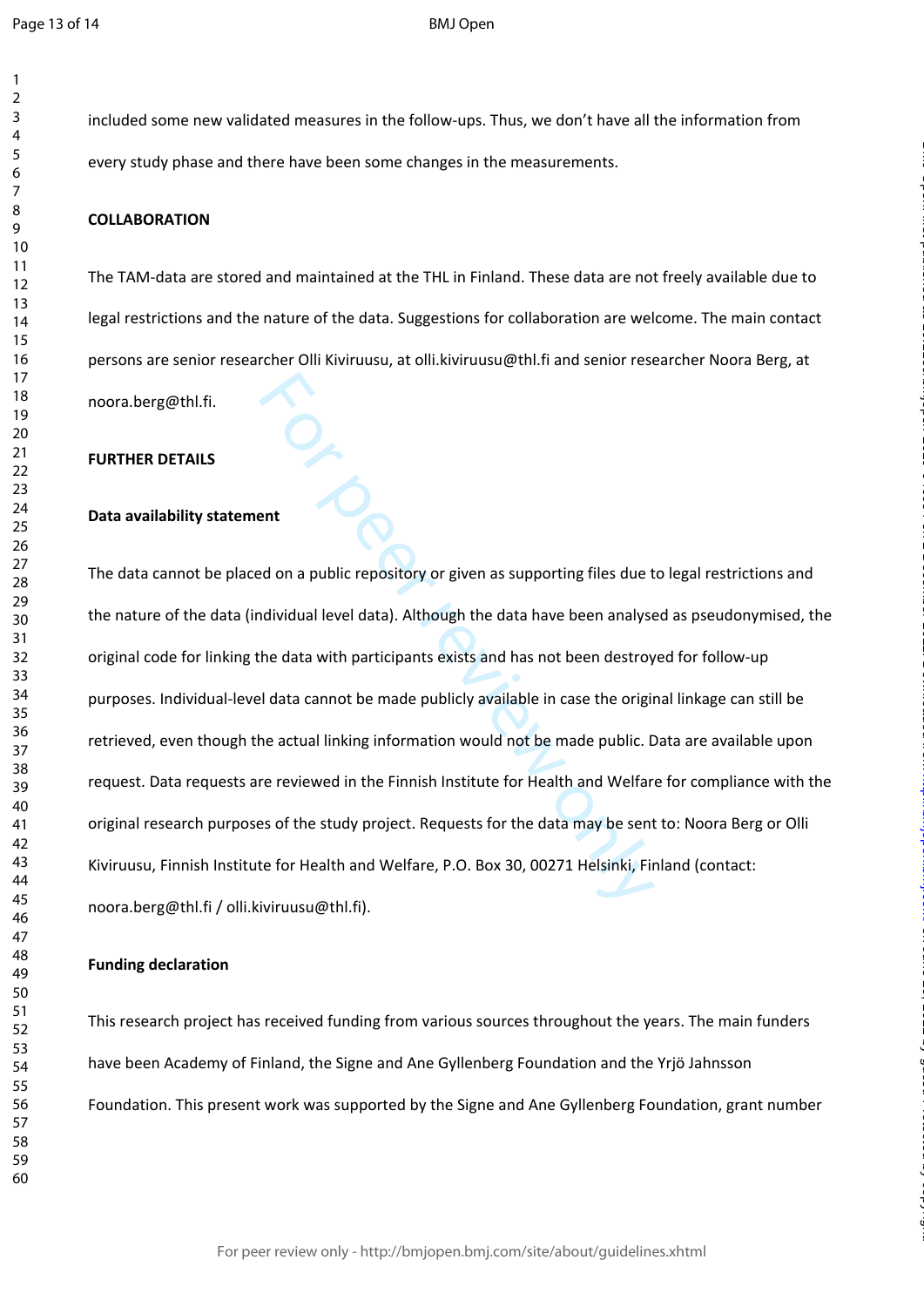included some new validated measures in the follow-ups. Thus, we don't have all the information from every study phase and there have been some changes in the measurements.

**COLLABORATION**

The TAM-data are stored and maintained at the THL in Finland. These data are not freely available due to legal restrictions and the nature of the data. Suggestions for collaboration are welcome. The main contact persons are senior researcher Olli Kiviruusu, at olli.kiviruusu@thl.fi and senior researcher Noora Berg, at noora.berg@thl.fi.

**FURTHER DETAILS**

**Data availability statement**

The data cannot be placed on a public repository or given as supporting files due to legal restrictions and the nature of the data (individual level data). Although the data have been analysed as pseudonymised, the original code for linking the data with participants exists and has not been destroyed for follow-up purposes. Individual-level data cannot be made publicly available in case the original linkage can still be retrieved, even though the actual linking information would not be made public. Data are available upon request. Data requests are reviewed in the Finnish Institute for Health and Welfare for compliance with the original research purposes of the study project. Requests for the data may be sent to: Noora Berg or Olli Kiviruusu, Finnish Institute for Health and Welfare, P.O. Box 30, 00271 Helsinki, Finland (contact: noora.berg@thl.fi / olli.kiviruusu@thl.fi).

**Funding declaration**

This research project has received funding from various sources throughout the years. The main funders have been Academy of Finland, the Signe and Ane Gyllenberg Foundation and the Yrjö Jahnsson Foundation. This present work was supported by the Signe and Ane Gyllenberg Foundation, grant number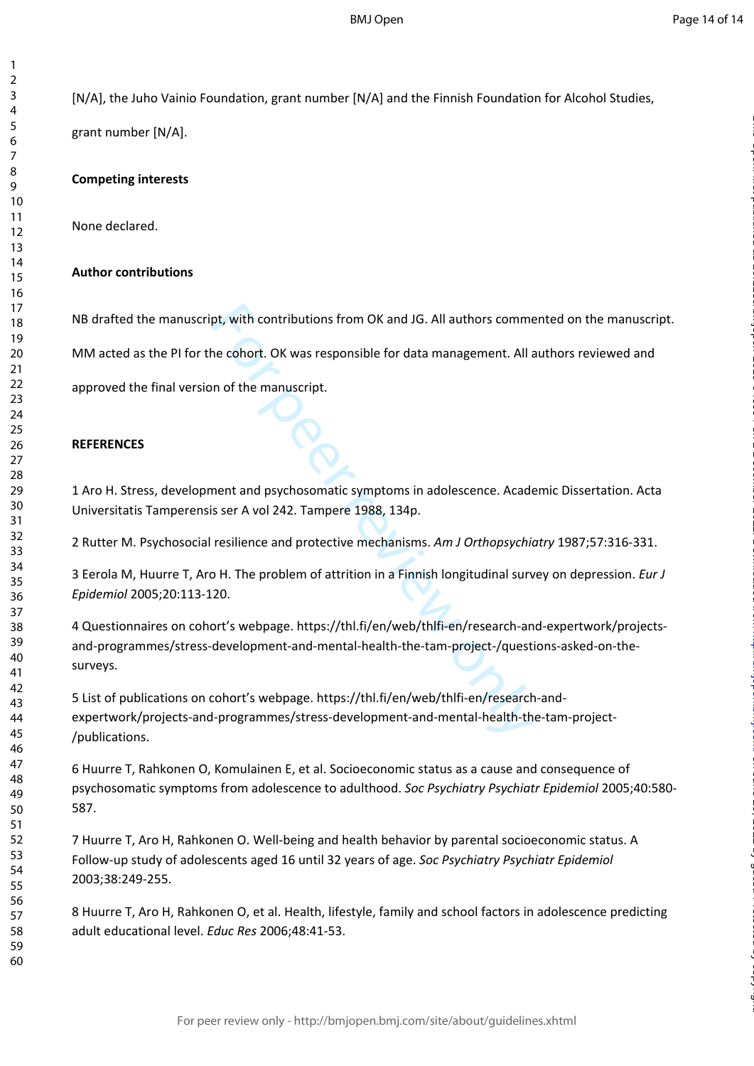[N/A], the Juho Vainio Foundation, grant number [N/A] and the Finnish Foundation for Alcohol Studies, grant number [N/A].

**Competing interests**

None declared.

**Author contributions**

NB drafted the manuscript, with contributions from OK and JG. All authors commented on the manuscript. MM acted as the PI for the cohort. OK was responsible for data management. All authors reviewed and approved the final version of the manuscript.

**REFERENCES**

1 Aro H. Stress, development and psychosomatic symptoms in adolescence. Academic Dissertation. Acta Universitatis Tamperensis ser A vol 242. Tampere 1988, 134p.

2 Rutter M. Psychosocial resilience and protective mechanisms. *Am J Orthopsychiatry* 1987;57:316-331.

3 Eerola M, Huurre T, Aro H. The problem of attrition in a Finnish longitudinal survey on depression. *Eur J Epidemiol* 2005;20:113-120.

4 Questionnaires on cohort's webpage. https://thl.fi/en/web/thlfi-en/research-and-expertwork/projects-and-programmes/stress-development-and-mental-health-the-tam-project-/questions-asked-on-the-surveys.

5 List of publications on cohort's webpage. https://thl.fi/en/web/thlfi-en/research-and-expertwork/projects-and-programmes/stress-development-and-mental-health-the-tam-project-/publications.

6 Huurre T, Rahkonen O, Komulainen E, et al. Socioeconomic status as a cause and consequence of psychosomatic symptoms from adolescence to adulthood. *Soc Psychiatry Psychiatr Epidemiol* 2005;40:580-587.

7 Huurre T, Aro H, Rahkonen O. Well-being and health behavior by parental socioeconomic status. A Follow-up study of adolescents aged 16 until 32 years of age. *Soc Psychiatry Psychiatr Epidemiol* 2003;38:249-255.

8 Huurre T, Aro H, Rahkonen O, et al. Health, lifestyle, family and school factors in adolescence predicting adult educational level. *Educ Res* 2006;48:41-53.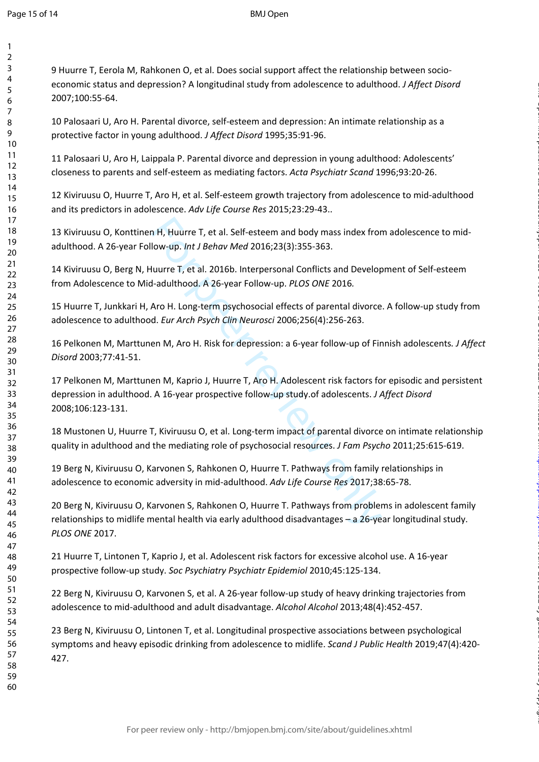9 Huurre T, Eerola M, Rahkonen O, et al. Does social support affect the relationship between socio-economic status and depression? A longitudinal study from adolescence to adulthood. *J Affect Disord* 2007;100:55-64.

10 Palosaari U, Aro H. Parental divorce, self-esteem and depression: An intimate relationship as a protective factor in young adulthood. *J Affect Disord* 1995;35:91-96.

11 Palosaari U, Aro H, Laippala P. Parental divorce and depression in young adulthood: Adolescents' closeness to parents and self-esteem as mediating factors. *Acta Psychiatr Scand* 1996;93:20-26.

12 Kiviruusu O, Huurre T, Aro H, et al. Self-esteem growth trajectory from adolescence to mid-adulthood and its predictors in adolescence. *Adv Life Course Res* 2015;23:29-43..

13 Kiviruusu O, Konttinen H, Huurre T, et al. Self-esteem and body mass index from adolescence to mid-adulthood. A 26-year Follow-up. *Int J Behav Med* 2016;23(3):355-363.

14 Kiviruusu O, Berg N, Huurre T, et al. 2016b. Interpersonal Conflicts and Development of Self-esteem from Adolescence to Mid-adulthood. A 26-year Follow-up. *PLOS ONE* 2016.

15 Huurre T, Junkkari H, Aro H. Long-term psychosocial effects of parental divorce. A follow-up study from adolescence to adulthood. *Eur Arch Psych Clin Neurosci* 2006;256(4):256-263.

16 Pelkonen M, Marttunen M, Aro H. Risk for depression: a 6-year follow-up of Finnish adolescents. *J Affect Disord* 2003;77:41-51.

17 Pelkonen M, Marttunen M, Kaprio J, Huurre T, Aro H. Adolescent risk factors for episodic and persistent depression in adulthood. A 16-year prospective follow-up study.of adolescents. *J Affect Disord* 2008;106:123-131.

18 Mustonen U, Huurre T, Kiviruusu O, et al. Long-term impact of parental divorce on intimate relationship quality in adulthood and the mediating role of psychosocial resources. *J Fam Psycho* 2011;25:615-619.

19 Berg N, Kiviruusu O, Karvonen S, Rahkonen O, Huurre T. Pathways from family relationships in adolescence to economic adversity in mid-adulthood. *Adv Life Course Res* 2017;38:65-78.

20 Berg N, Kiviruusu O, Karvonen S, Rahkonen O, Huurre T. Pathways from problems in adolescent family relationships to midlife mental health via early adulthood disadvantages – a 26-year longitudinal study. *PLOS ONE* 2017.

21 Huurre T, Lintonen T, Kaprio J, et al. Adolescent risk factors for excessive alcohol use. A 16-year prospective follow-up study. *Soc Psychiatry Psychiatr Epidemiol* 2010;45:125-134.

22 Berg N, Kiviruusu O, Karvonen S, et al. A 26-year follow-up study of heavy drinking trajectories from adolescence to mid-adulthood and adult disadvantage. *Alcohol Alcohol* 2013;48(4):452-457.

23 Berg N, Kiviruusu O, Lintonen T, et al. Longitudinal prospective associations between psychological symptoms and heavy episodic drinking from adolescence to midlife. *Scand J Public Health* 2019;47(4):420-427.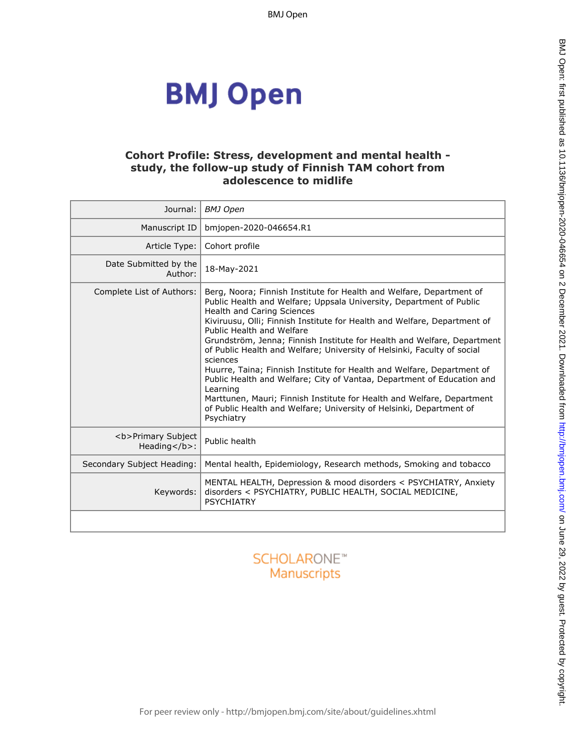# Cohort Profile: Stress, development and mental health - study, the follow-up study of Finnish TAM cohort from adolescence to midlife

| Journal: | *BMJ Open* |
|---|---|
| Manuscript ID | bmjopen-2020-046654.R1 |
| Article Type: | Cohort profile |
| Date Submitted by the Author: | 18-May-2021 |
| Complete List of Authors: | Berg, Noora; Finnish Institute for Health and Welfare, Department of Public Health and Welfare; Uppsala University, Department of Public Health and Caring Sciences<br>Kiviruusu, Olli; Finnish Institute for Health and Welfare, Department of Public Health and Welfare<br>Grundström, Jenna; Finnish Institute for Health and Welfare, Department of Public Health and Welfare; University of Helsinki, Faculty of social sciences<br>Huurre, Taina; Finnish Institute for Health and Welfare, Department of Public Health and Welfare; City of Vantaa, Department of Education and Learning<br>Marttunen, Mauri; Finnish Institute for Health and Welfare, Department of Public Health and Welfare; University of Helsinki, Department of Psychiatry |
| <b>Primary Subject Heading</b>: | Public health |
| Secondary Subject Heading: | Mental health, Epidemiology, Research methods, Smoking and tobacco |
| Keywords: | MENTAL HEALTH, Depression & mood disorders < PSYCHIATRY, Anxiety disorders < PSYCHIATRY, PUBLIC HEALTH, SOCIAL MEDICINE, PSYCHIATRY |
| | |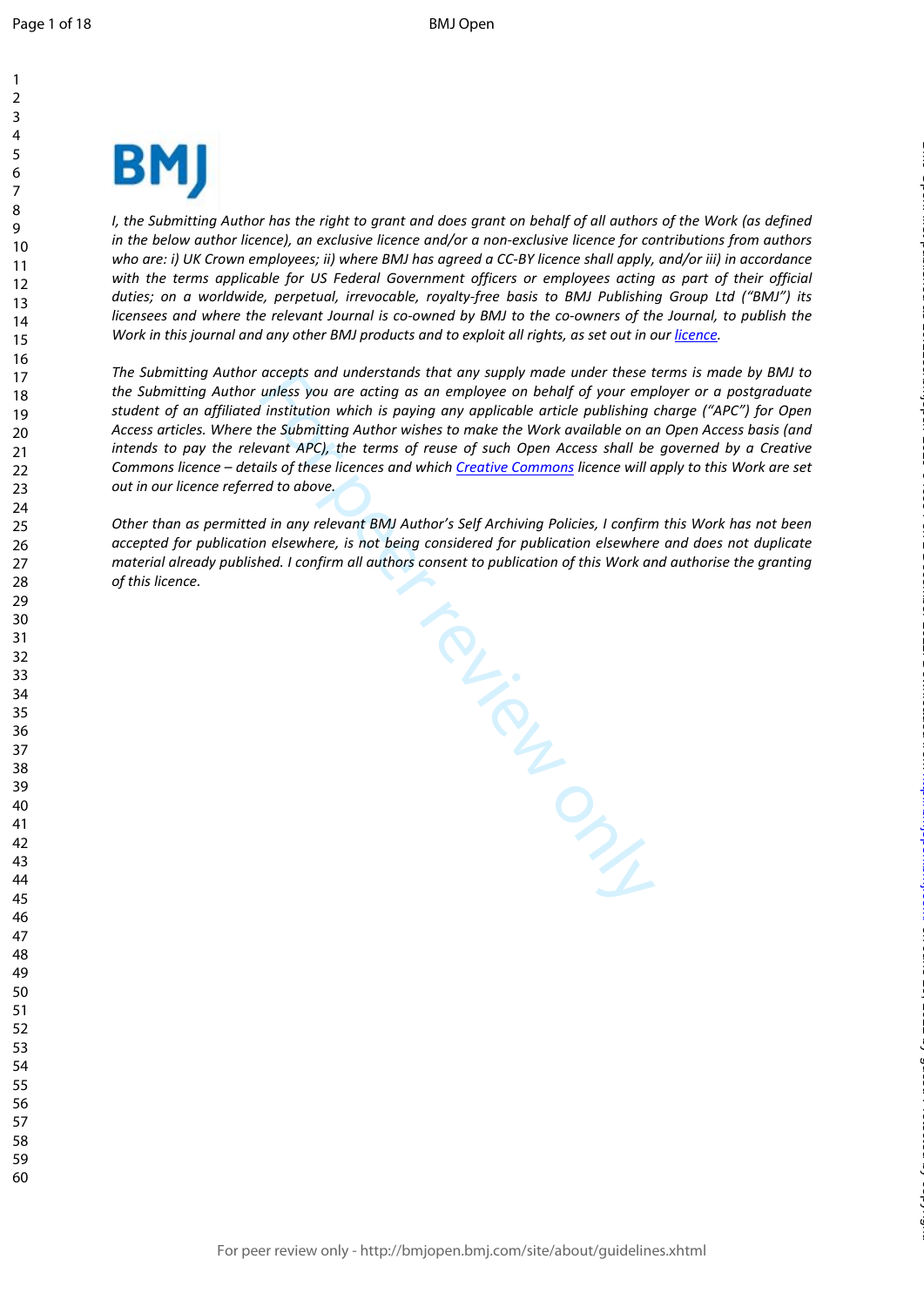*I, the Submitting Author has the right to grant and does grant on behalf of all authors of the Work (as defined in the below author licence), an exclusive licence and/or a non-exclusive licence for contributions from authors who are: i) UK Crown employees; ii) where BMJ has agreed a CC-BY licence shall apply, and/or iii) in accordance with the terms applicable for US Federal Government officers or employees acting as part of their official duties; on a worldwide, perpetual, irrevocable, royalty-free basis to BMJ Publishing Group Ltd ("BMJ") its licensees and where the relevant Journal is co-owned by BMJ to the co-owners of the Journal, to publish the Work in this journal and any other BMJ products and to exploit all rights, as set out in our licence.*

*The Submitting Author accepts and understands that any supply made under these terms is made by BMJ to the Submitting Author unless you are acting as an employee on behalf of your employer or a postgraduate student of an affiliated institution which is paying any applicable article publishing charge ("APC") for Open Access articles. Where the Submitting Author wishes to make the Work available on an Open Access basis (and intends to pay the relevant APC), the terms of reuse of such Open Access shall be governed by a Creative Commons licence – details of these licences and which Creative Commons licence will apply to this Work are set out in our licence referred to above.*

*Other than as permitted in any relevant BMJ Author's Self Archiving Policies, I confirm this Work has not been accepted for publication elsewhere, is not being considered for publication elsewhere and does not duplicate material already published. I confirm all authors consent to publication of this Work and authorise the granting of this licence.*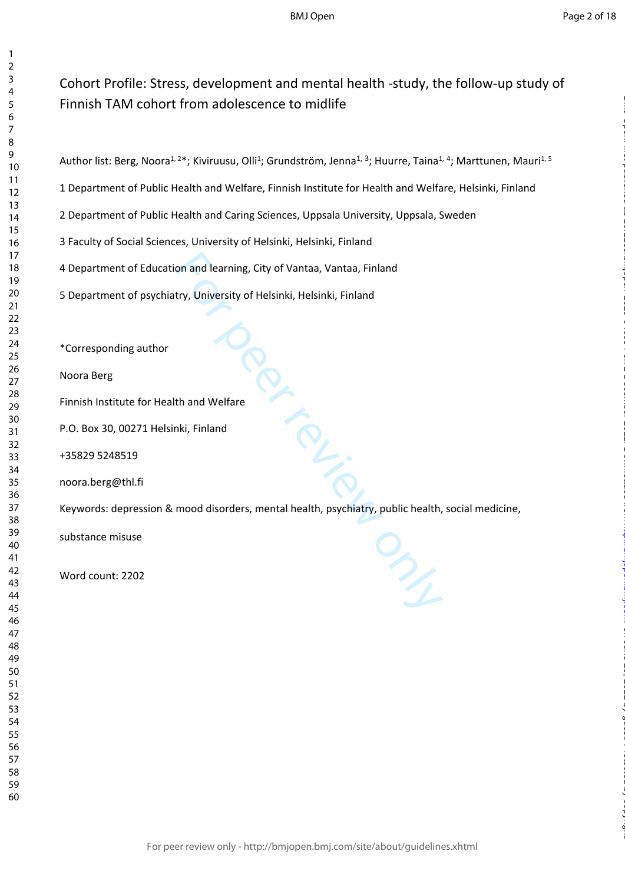# Cohort Profile: Stress, development and mental health -study, the follow-up study of Finnish TAM cohort from adolescence to midlife

Author list: Berg, Noora[1, 2]*; Kiviruusu, Olli[1]; Grundström, Jenna[1, 3]; Huurre, Taina[1, 4]; Marttunen, Mauri[1, 5]

1 Department of Public Health and Welfare, Finnish Institute for Health and Welfare, Helsinki, Finland

2 Department of Public Health and Caring Sciences, Uppsala University, Uppsala, Sweden

3 Faculty of Social Sciences, University of Helsinki, Helsinki, Finland

4 Department of Education and learning, City of Vantaa, Vantaa, Finland

5 Department of psychiatry, University of Helsinki, Helsinki, Finland

*Corresponding author

Noora Berg

Finnish Institute for Health and Welfare

P.O. Box 30, 00271 Helsinki, Finland

+35829 5248519

noora.berg@thl.fi

Keywords: depression & mood disorders, mental health, psychiatry, public health, social medicine, substance misuse

Word count: 2202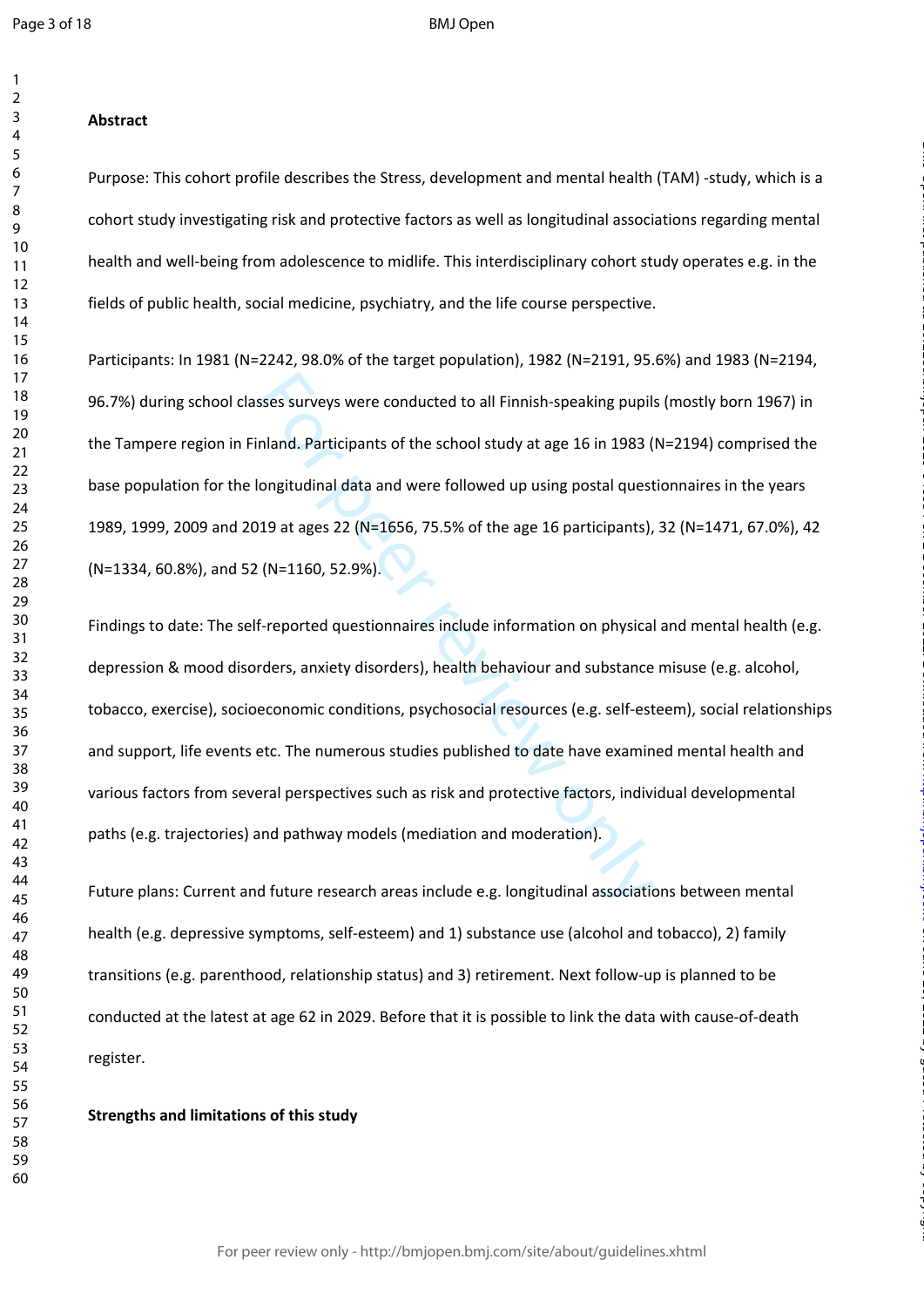**Abstract**

Purpose: This cohort profile describes the Stress, development and mental health (TAM) -study, which is a cohort study investigating risk and protective factors as well as longitudinal associations regarding mental health and well-being from adolescence to midlife. This interdisciplinary cohort study operates e.g. in the fields of public health, social medicine, psychiatry, and the life course perspective.

Participants: In 1981 (N=2242, 98.0% of the target population), 1982 (N=2191, 95.6%) and 1983 (N=2194, 96.7%) during school classes surveys were conducted to all Finnish-speaking pupils (mostly born 1967) in the Tampere region in Finland. Participants of the school study at age 16 in 1983 (N=2194) comprised the base population for the longitudinal data and were followed up using postal questionnaires in the years 1989, 1999, 2009 and 2019 at ages 22 (N=1656, 75.5% of the age 16 participants), 32 (N=1471, 67.0%), 42 (N=1334, 60.8%), and 52 (N=1160, 52.9%).

Findings to date: The self-reported questionnaires include information on physical and mental health (e.g. depression & mood disorders, anxiety disorders), health behaviour and substance misuse (e.g. alcohol, tobacco, exercise), socioeconomic conditions, psychosocial resources (e.g. self-esteem), social relationships and support, life events etc. The numerous studies published to date have examined mental health and various factors from several perspectives such as risk and protective factors, individual developmental paths (e.g. trajectories) and pathway models (mediation and moderation).

Future plans: Current and future research areas include e.g. longitudinal associations between mental health (e.g. depressive symptoms, self-esteem) and 1) substance use (alcohol and tobacco), 2) family transitions (e.g. parenthood, relationship status) and 3) retirement. Next follow-up is planned to be conducted at the latest at age 62 in 2029. Before that it is possible to link the data with cause-of-death register.

**Strengths and limitations of this study**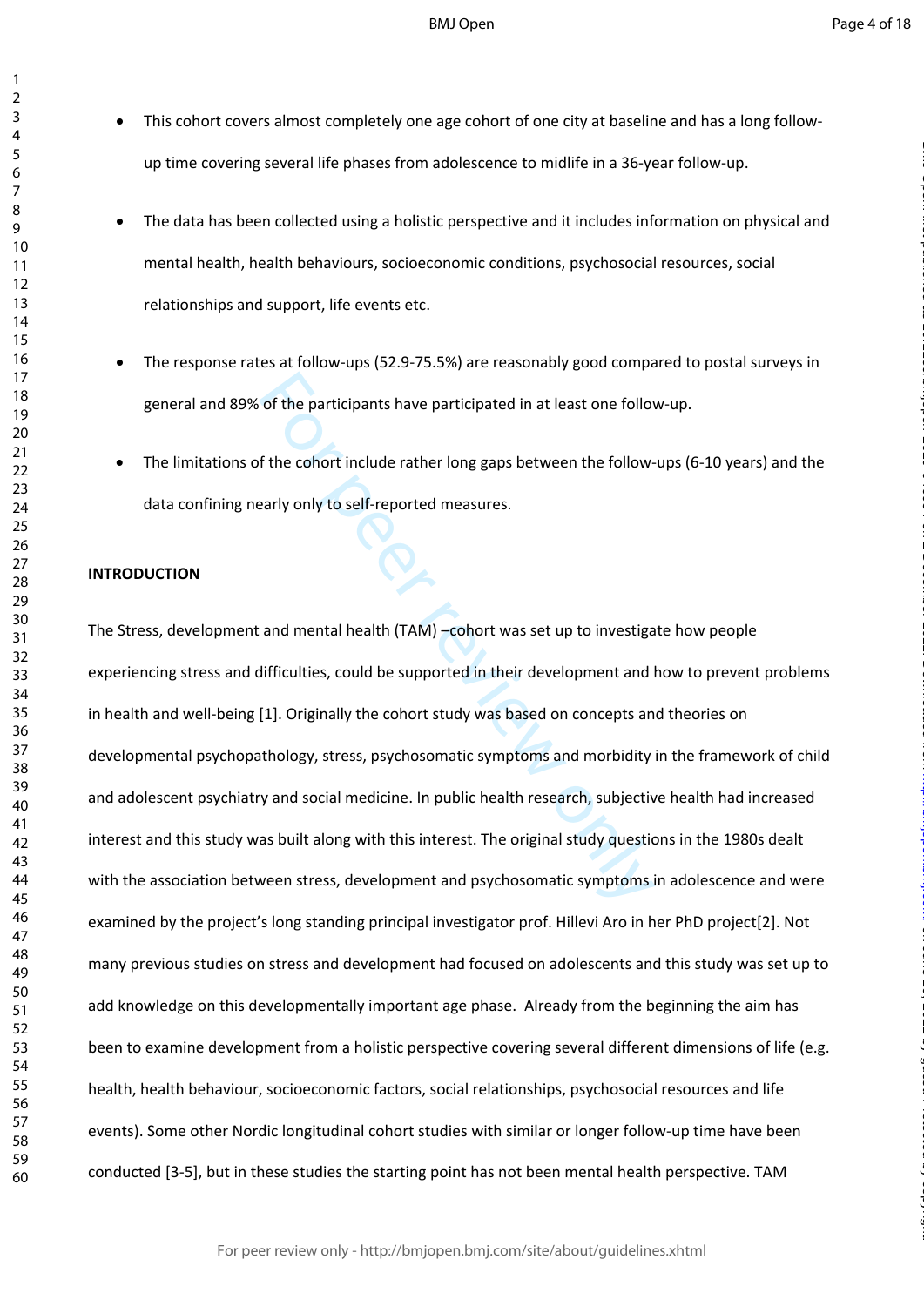- This cohort covers almost completely one age cohort of one city at baseline and has a long follow-up time covering several life phases from adolescence to midlife in a 36-year follow-up.
- The data has been collected using a holistic perspective and it includes information on physical and mental health, health behaviours, socioeconomic conditions, psychosocial resources, social relationships and support, life events etc.
- The response rates at follow-ups (52.9-75.5%) are reasonably good compared to postal surveys in general and 89% of the participants have participated in at least one follow-up.
- The limitations of the cohort include rather long gaps between the follow-ups (6-10 years) and the data confining nearly only to self-reported measures.

## INTRODUCTION

The Stress, development and mental health (TAM) –cohort was set up to investigate how people experiencing stress and difficulties, could be supported in their development and how to prevent problems in health and well-being [1]. Originally the cohort study was based on concepts and theories on developmental psychopathology, stress, psychosomatic symptoms and morbidity in the framework of child and adolescent psychiatry and social medicine. In public health research, subjective health had increased interest and this study was built along with this interest. The original study questions in the 1980s dealt with the association between stress, development and psychosomatic symptoms in adolescence and were examined by the project's long standing principal investigator prof. Hillevi Aro in her PhD project[2]. Not many previous studies on stress and development had focused on adolescents and this study was set up to add knowledge on this developmentally important age phase. Already from the beginning the aim has been to examine development from a holistic perspective covering several different dimensions of life (e.g. health, health behaviour, socioeconomic factors, social relationships, psychosocial resources and life events). Some other Nordic longitudinal cohort studies with similar or longer follow-up time have been conducted [3-5], but in these studies the starting point has not been mental health perspective. TAM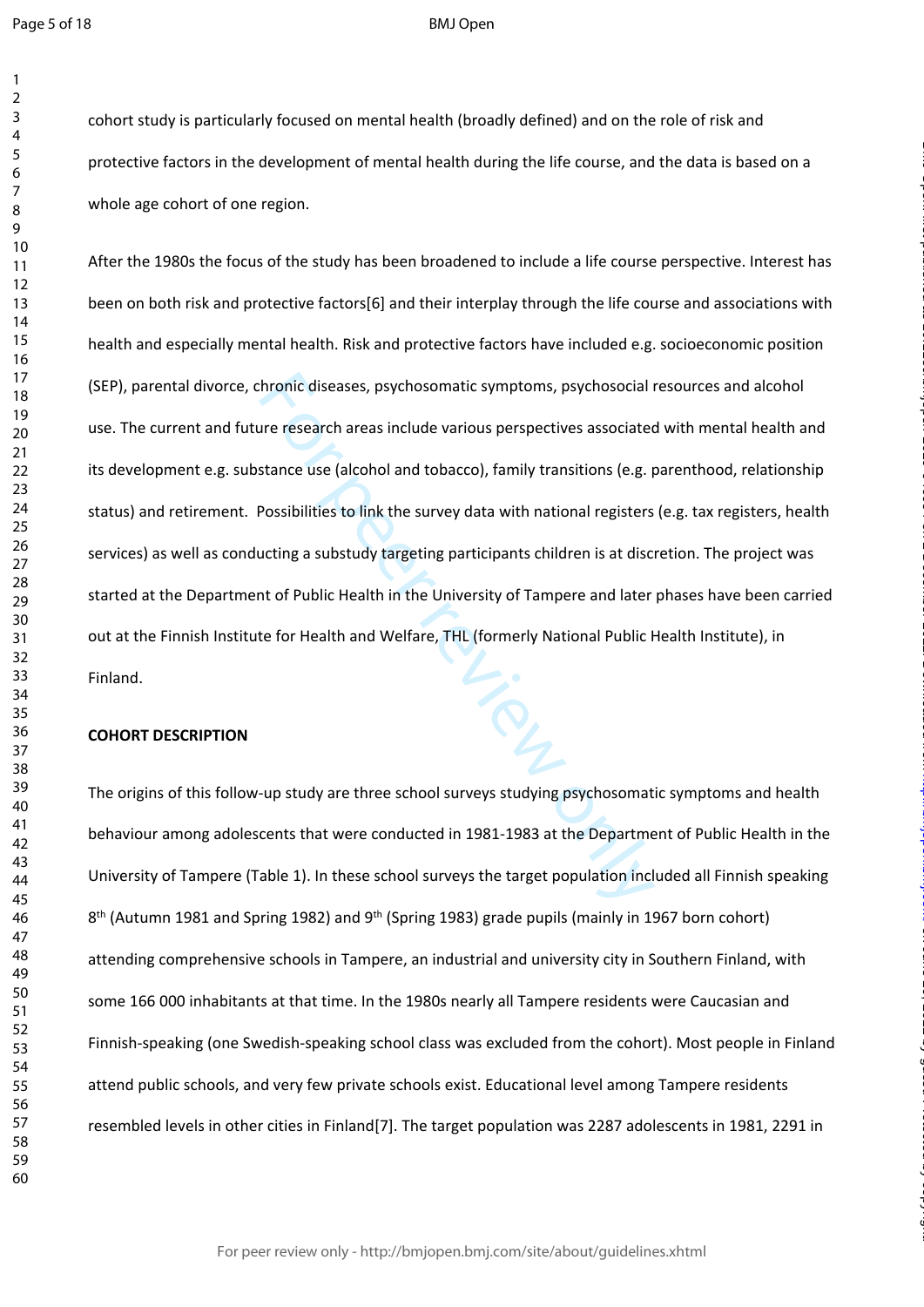cohort study is particularly focused on mental health (broadly defined) and on the role of risk and protective factors in the development of mental health during the life course, and the data is based on a whole age cohort of one region.

After the 1980s the focus of the study has been broadened to include a life course perspective. Interest has been on both risk and protective factors[6] and their interplay through the life course and associations with health and especially mental health. Risk and protective factors have included e.g. socioeconomic position (SEP), parental divorce, chronic diseases, psychosomatic symptoms, psychosocial resources and alcohol use. The current and future research areas include various perspectives associated with mental health and its development e.g. substance use (alcohol and tobacco), family transitions (e.g. parenthood, relationship status) and retirement. Possibilities to link the survey data with national registers (e.g. tax registers, health services) as well as conducting a substudy targeting participants children is at discretion. The project was started at the Department of Public Health in the University of Tampere and later phases have been carried out at the Finnish Institute for Health and Welfare, THL (formerly National Public Health Institute), in Finland.

## COHORT DESCRIPTION

The origins of this follow-up study are three school surveys studying psychosomatic symptoms and health behaviour among adolescents that were conducted in 1981-1983 at the Department of Public Health in the University of Tampere (Table 1). In these school surveys the target population included all Finnish speaking 8$^{th}$ (Autumn 1981 and Spring 1982) and 9$^{th}$ (Spring 1983) grade pupils (mainly in 1967 born cohort) attending comprehensive schools in Tampere, an industrial and university city in Southern Finland, with some 166 000 inhabitants at that time. In the 1980s nearly all Tampere residents were Caucasian and Finnish-speaking (one Swedish-speaking school class was excluded from the cohort). Most people in Finland attend public schools, and very few private schools exist. Educational level among Tampere residents resembled levels in other cities in Finland[7]. The target population was 2287 adolescents in 1981, 2291 in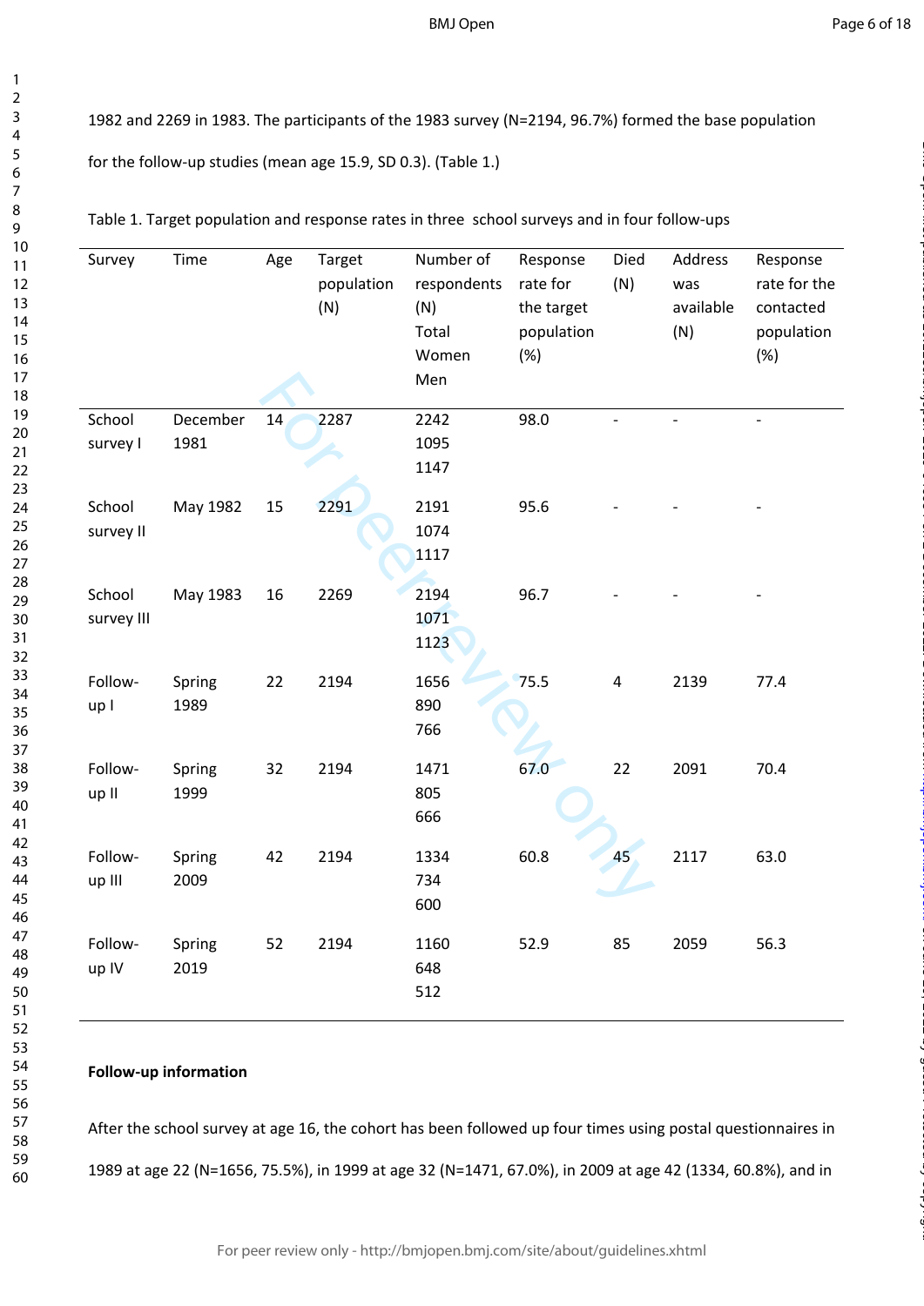1982 and 2269 in 1983. The participants of the 1983 survey (N=2194, 96.7%) formed the base population for the follow-up studies (mean age 15.9, SD 0.3). (Table 1.)

Table 1. Target population and response rates in three school surveys and in four follow-ups

| Survey | Time | Age | Target population (N) | Number of respondents (N) Total Women Men | Response rate for the target population (%) | Died (N) | Address was available (N) | Response rate for the contacted population (%) |
|---|---|---|---|---|---|---|---|---|
| School survey I | December 1981 | 14 | 2287 | 2242 1095 1147 | 98.0 | - | - | - |
| School survey II | May 1982 | 15 | 2291 | 2191 1074 1117 | 95.6 | - | - | - |
| School survey III | May 1983 | 16 | 2269 | 2194 1071 1123 | 96.7 | - | - | - |
| Follow-up I | Spring 1989 | 22 | 2194 | 1656 890 766 | 75.5 | 4 | 2139 | 77.4 |
| Follow-up II | Spring 1999 | 32 | 2194 | 1471 805 666 | 67.0 | 22 | 2091 | 70.4 |
| Follow-up III | Spring 2009 | 42 | 2194 | 1334 734 600 | 60.8 | 45 | 2117 | 63.0 |
| Follow-up IV | Spring 2019 | 52 | 2194 | 1160 648 512 | 52.9 | 85 | 2059 | 56.3 |

**Follow-up information**

After the school survey at age 16, the cohort has been followed up four times using postal questionnaires in 1989 at age 22 (N=1656, 75.5%), in 1999 at age 32 (N=1471, 67.0%), in 2009 at age 42 (1334, 60.8%), and in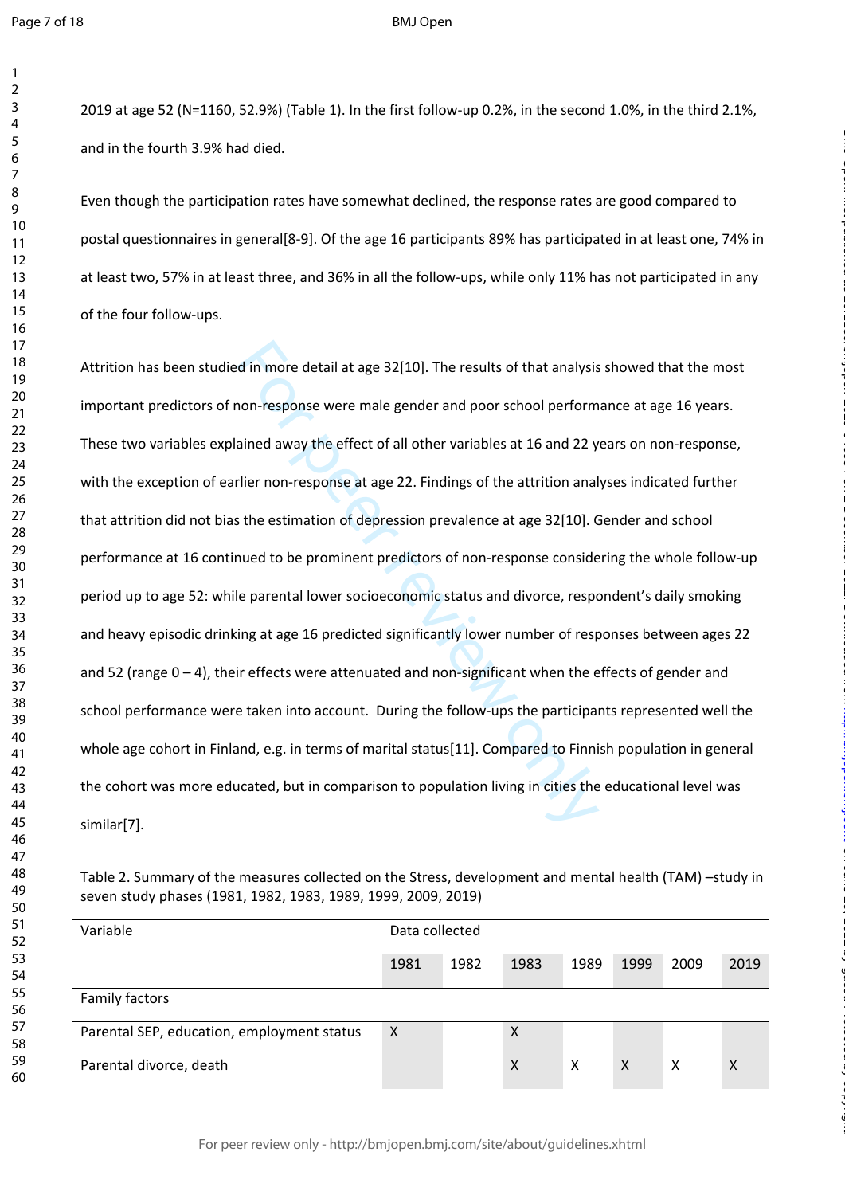2019 at age 52 (N=1160, 52.9%) (Table 1). In the first follow-up 0.2%, in the second 1.0%, in the third 2.1%, and in the fourth 3.9% had died.

Even though the participation rates have somewhat declined, the response rates are good compared to postal questionnaires in general[8-9]. Of the age 16 participants 89% has participated in at least one, 74% in at least two, 57% in at least three, and 36% in all the follow-ups, while only 11% has not participated in any of the four follow-ups.

Attrition has been studied in more detail at age 32[10]. The results of that analysis showed that the most important predictors of non-response were male gender and poor school performance at age 16 years. These two variables explained away the effect of all other variables at 16 and 22 years on non-response, with the exception of earlier non-response at age 22. Findings of the attrition analyses indicated further that attrition did not bias the estimation of depression prevalence at age 32[10]. Gender and school performance at 16 continued to be prominent predictors of non-response considering the whole follow-up period up to age 52: while parental lower socioeconomic status and divorce, respondent's daily smoking and heavy episodic drinking at age 16 predicted significantly lower number of responses between ages 22 and 52 (range 0 – 4), their effects were attenuated and non-significant when the effects of gender and school performance were taken into account. During the follow-ups the participants represented well the whole age cohort in Finland, e.g. in terms of marital status[11]. Compared to Finnish population in general the cohort was more educated, but in comparison to population living in cities the educational level was similar[7].

Table 2. Summary of the measures collected on the Stress, development and mental health (TAM) –study in seven study phases (1981, 1982, 1983, 1989, 1999, 2009, 2019)

| Variable | Data collected | | | | | | |
|---|---|---|---|---|---|---|---|
| | 1981 | 1982 | 1983 | 1989 | 1999 | 2009 | 2019 |
| Family factors | | | | | | | |
| Parental SEP, education, employment status | X | | X | | | | |
| Parental divorce, death | | | X | X | X | X | X |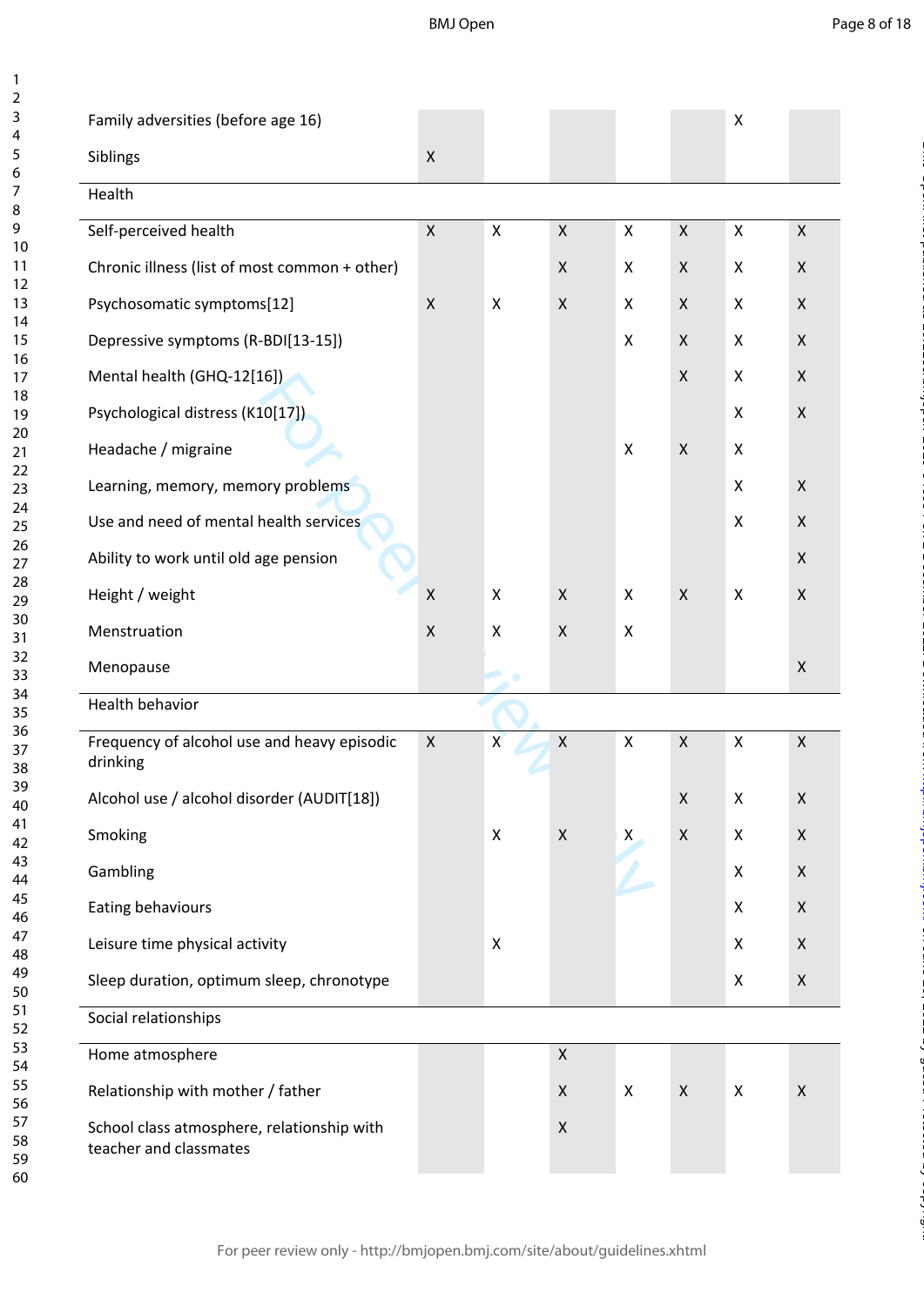| | | | | | | | |
|---|---|---|---|---|---|---|---|
| Family adversities (before age 16) | | | | | | X | |
| Siblings | X | | | | | | |
| **Health** | | | | | | | |
| Self-perceived health | X | X | X | X | X | X | X |
| Chronic illness (list of most common + other) | | | X | X | X | X | X |
| Psychosomatic symptoms[12] | X | X | X | X | X | X | X |
| Depressive symptoms (R-BDI[13-15]) | | | | X | X | X | X |
| Mental health (GHQ-12[16]) | | | | | X | X | X |
| Psychological distress (K10[17]) | | | | | | X | X |
| Headache / migraine | | | | X | X | X | |
| Learning, memory, memory problems | | | | | | X | X |
| Use and need of mental health services | | | | | | X | X |
| Ability to work until old age pension | | | | | | | X |
| Height / weight | X | X | X | X | X | X | X |
| Menstruation | X | X | X | X | | | |
| Menopause | | | | | | | X |
| **Health behavior** | | | | | | | |
| Frequency of alcohol use and heavy episodic drinking | X | X | X | X | X | X | X |
| Alcohol use / alcohol disorder (AUDIT[18]) | | | | | X | X | X |
| Smoking | | X | X | X | X | X | X |
| Gambling | | | | | | X | X |
| Eating behaviours | | | | | | X | X |
| Leisure time physical activity | | X | | | | X | X |
| Sleep duration, optimum sleep, chronotype | | | | | | X | X |
| **Social relationships** | | | | | | | |
| Home atmosphere | | | X | | | | |
| Relationship with mother / father | | | X | X | X | X | X |
| School class atmosphere, relationship with teacher and classmates | | | X | | | | |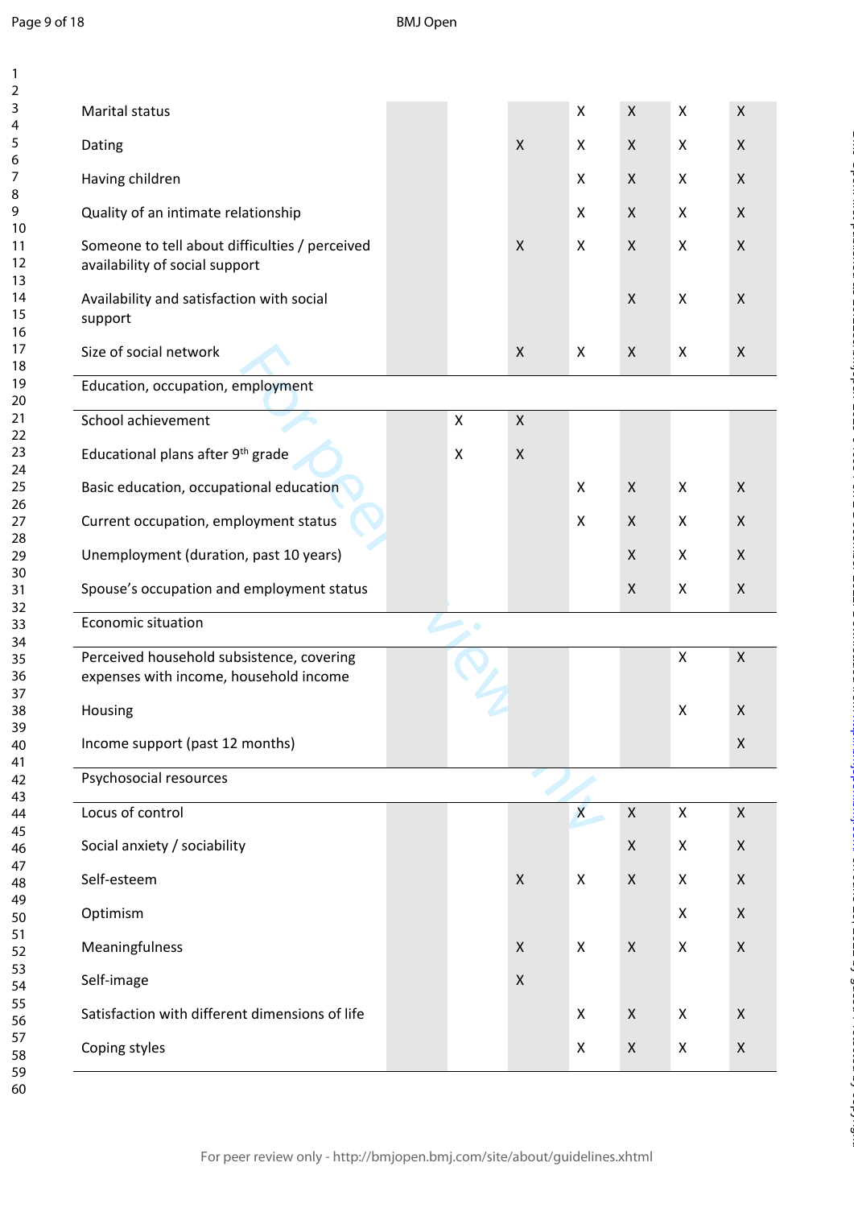| | | | | | | | |
|---|---|---|---|---|---|---|---|
| Marital status | | | | X | X | X | X |
| Dating | | | X | X | X | X | X |
| Having children | | | | X | X | X | X |
| Quality of an intimate relationship | | | | X | X | X | X |
| Someone to tell about difficulties / perceived availability of social support | | | X | X | X | X | X |
| Availability and satisfaction with social support | | | | | X | X | X |
| Size of social network | | | X | X | X | X | X |
| Education, occupation, employment | | | | | | | |
| School achievement | | X | X | | | | |
| Educational plans after 9th grade | | X | X | | | | |
| Basic education, occupational education | | | | X | X | X | X |
| Current occupation, employment status | | | | X | X | X | X |
| Unemployment (duration, past 10 years) | | | | | X | X | X |
| Spouse's occupation and employment status | | | | | X | X | X |
| Economic situation | | | | | | | |
| Perceived household subsistence, covering expenses with income, household income | | | | | | X | X |
| Housing | | | | | | X | X |
| Income support (past 12 months) | | | | | | | X |
| Psychosocial resources | | | | | | | |
| Locus of control | | | | X | X | X | X |
| Social anxiety / sociability | | | | | X | X | X |
| Self-esteem | | | X | X | X | X | X |
| Optimism | | | | | | X | X |
| Meaningfulness | | | X | X | X | X | X |
| Self-image | | | X | | | | |
| Satisfaction with different dimensions of life | | | | X | X | X | X |
| Coping styles | | | | X | X | X | X |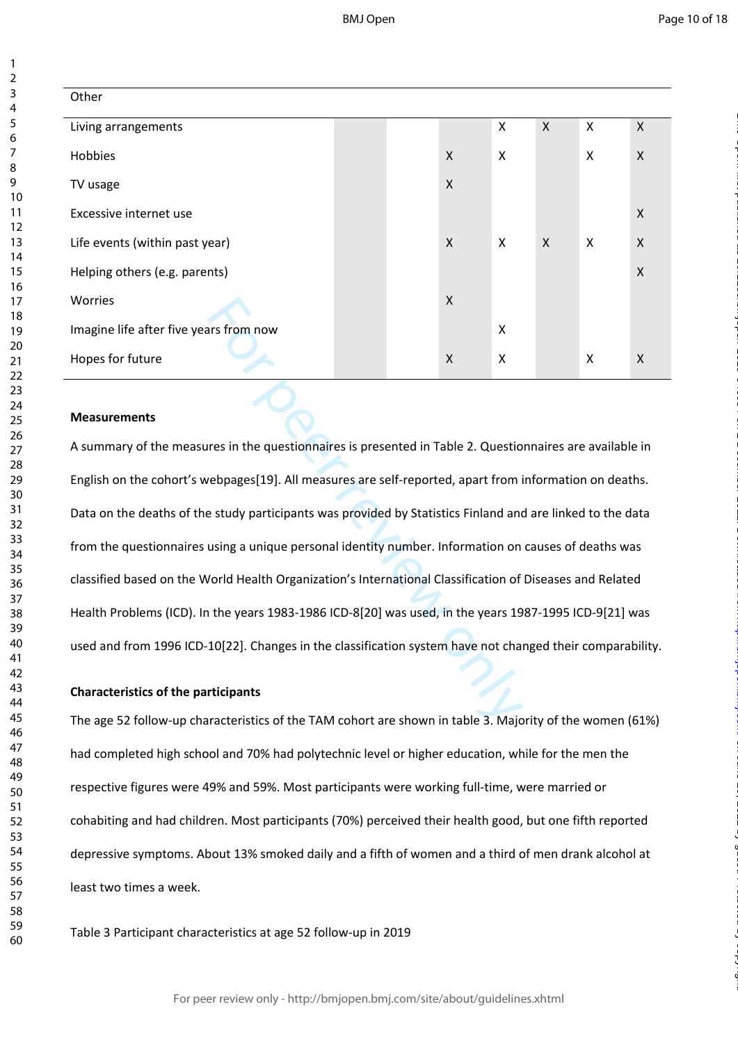| Other | | | | | | | |
|---|---|---|---|---|---|---|---|
| Living arrangements | | | | X | X | X | X |
| Hobbies | | | X | X | | X | X |
| TV usage | | | X | | | | |
| Excessive internet use | | | | | | | X |
| Life events (within past year) | | | X | X | X | X | X |
| Helping others (e.g. parents) | | | | | | | X |
| Worries | | | X | | | | |
| Imagine life after five years from now | | | | X | | | |
| Hopes for future | | | X | X | | X | X |

**Measurements**

A summary of the measures in the questionnaires is presented in Table 2. Questionnaires are available in English on the cohort's webpages[19]. All measures are self-reported, apart from information on deaths. Data on the deaths of the study participants was provided by Statistics Finland and are linked to the data from the questionnaires using a unique personal identity number. Information on causes of deaths was classified based on the World Health Organization's International Classification of Diseases and Related Health Problems (ICD). In the years 1983-1986 ICD-8[20] was used, in the years 1987-1995 ICD-9[21] was used and from 1996 ICD-10[22]. Changes in the classification system have not changed their comparability.

**Characteristics of the participants**

The age 52 follow-up characteristics of the TAM cohort are shown in table 3. Majority of the women (61%) had completed high school and 70% had polytechnic level or higher education, while for the men the respective figures were 49% and 59%. Most participants were working full-time, were married or cohabiting and had children. Most participants (70%) perceived their health good, but one fifth reported depressive symptoms. About 13% smoked daily and a fifth of women and a third of men drank alcohol at least two times a week.

Table 3 Participant characteristics at age 52 follow-up in 2019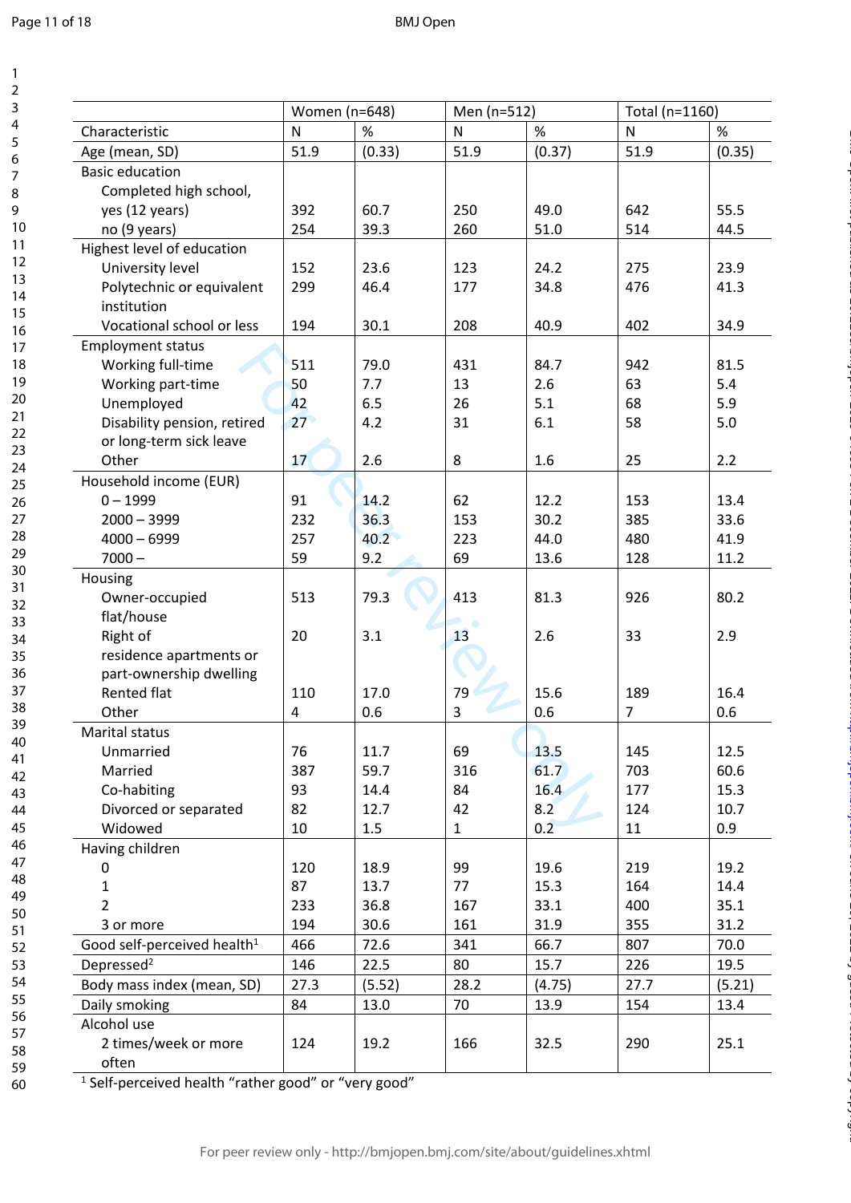| Characteristic | Women (n=648) | | Men (n=512) | | Total (n=1160) | |
|---|---|---|---|---|---|---|
| | N | % | N | % | N | % |
| Age (mean, SD) | 51.9 | (0.33) | 51.9 | (0.37) | 51.9 | (0.35) |
| Basic education | | | | | | |
| Completed high school, yes (12 years) | 392 | 60.7 | 250 | 49.0 | 642 | 55.5 |
| no (9 years) | 254 | 39.3 | 260 | 51.0 | 514 | 44.5 |
| Highest level of education | | | | | | |
| University level | 152 | 23.6 | 123 | 24.2 | 275 | 23.9 |
| Polytechnic or equivalent institution | 299 | 46.4 | 177 | 34.8 | 476 | 41.3 |
| Vocational school or less | 194 | 30.1 | 208 | 40.9 | 402 | 34.9 |
| Employment status | | | | | | |
| Working full-time | 511 | 79.0 | 431 | 84.7 | 942 | 81.5 |
| Working part-time | 50 | 7.7 | 13 | 2.6 | 63 | 5.4 |
| Unemployed | 42 | 6.5 | 26 | 5.1 | 68 | 5.9 |
| Disability pension, retired or long-term sick leave | 27 | 4.2 | 31 | 6.1 | 58 | 5.0 |
| Other | 17 | 2.6 | 8 | 1.6 | 25 | 2.2 |
| Household income (EUR) | | | | | | |
| 0 – 1999 | 91 | 14.2 | 62 | 12.2 | 153 | 13.4 |
| 2000 – 3999 | 232 | 36.3 | 153 | 30.2 | 385 | 33.6 |
| 4000 – 6999 | 257 | 40.2 | 223 | 44.0 | 480 | 41.9 |
| 7000 – | 59 | 9.2 | 69 | 13.6 | 128 | 11.2 |
| Housing | | | | | | |
| Owner-occupied flat/house | 513 | 79.3 | 413 | 81.3 | 926 | 80.2 |
| Right of residence apartments or part-ownership dwelling | 20 | 3.1 | 13 | 2.6 | 33 | 2.9 |
| Rented flat | 110 | 17.0 | 79 | 15.6 | 189 | 16.4 |
| Other | 4 | 0.6 | 3 | 0.6 | 7 | 0.6 |
| Marital status | | | | | | |
| Unmarried | 76 | 11.7 | 69 | 13.5 | 145 | 12.5 |
| Married | 387 | 59.7 | 316 | 61.7 | 703 | 60.6 |
| Co-habiting | 93 | 14.4 | 84 | 16.4 | 177 | 15.3 |
| Divorced or separated | 82 | 12.7 | 42 | 8.2 | 124 | 10.7 |
| Widowed | 10 | 1.5 | 1 | 0.2 | 11 | 0.9 |
| Having children | | | | | | |
| 0 | 120 | 18.9 | 99 | 19.6 | 219 | 19.2 |
| 1 | 87 | 13.7 | 77 | 15.3 | 164 | 14.4 |
| 2 | 233 | 36.8 | 167 | 33.1 | 400 | 35.1 |
| 3 or more | 194 | 30.6 | 161 | 31.9 | 355 | 31.2 |
| Good self-perceived health[1] | 466 | 72.6 | 341 | 66.7 | 807 | 70.0 |
| Depressed[2] | 146 | 22.5 | 80 | 15.7 | 226 | 19.5 |
| Body mass index (mean, SD) | 27.3 | (5.52) | 28.2 | (4.75) | 27.7 | (5.21) |
| Daily smoking | 84 | 13.0 | 70 | 13.9 | 154 | 13.4 |
| Alcohol use | | | | | | |
| 2 times/week or more often | 124 | 19.2 | 166 | 32.5 | 290 | 25.1 |

[1] Self-perceived health "rather good" or "very good"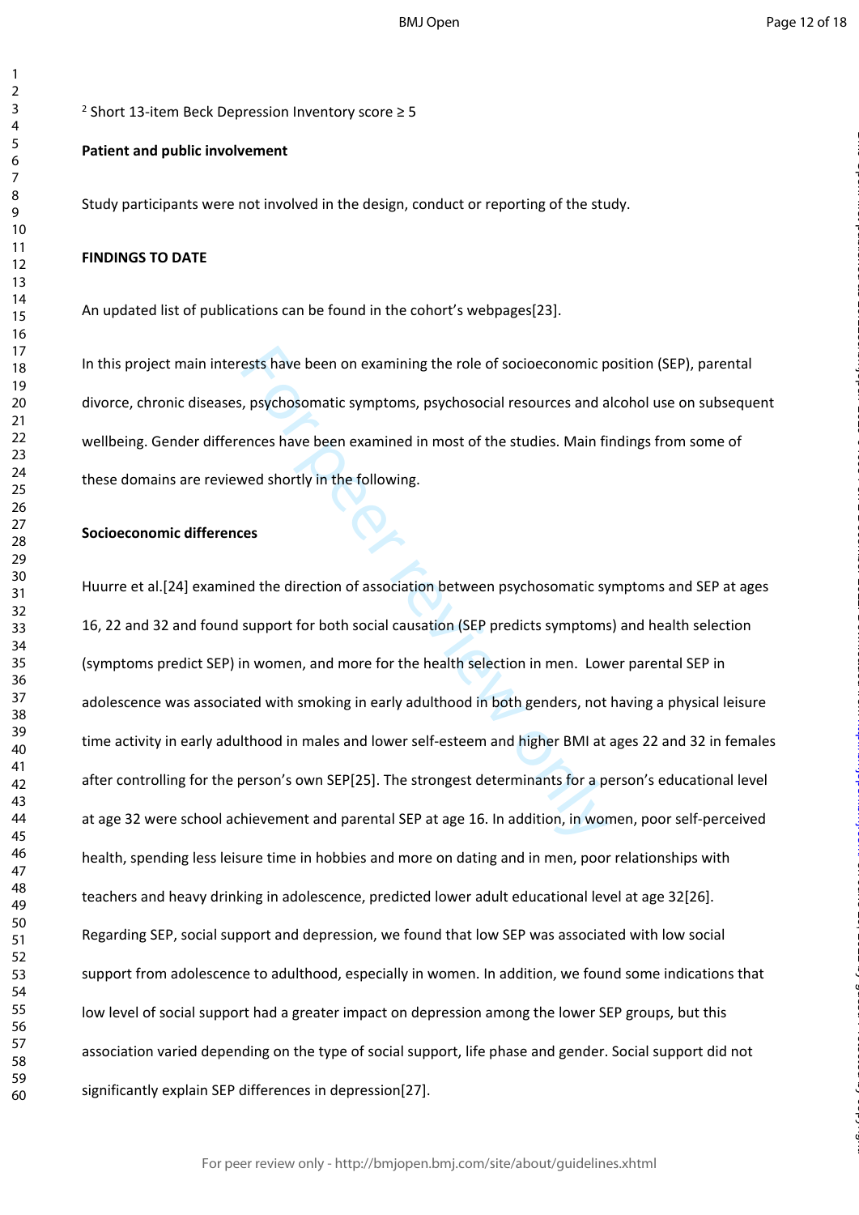[2] Short 13-item Beck Depression Inventory score ≥ 5

**Patient and public involvement**

Study participants were not involved in the design, conduct or reporting of the study.

**FINDINGS TO DATE**

An updated list of publications can be found in the cohort's webpages[23].

In this project main interests have been on examining the role of socioeconomic position (SEP), parental divorce, chronic diseases, psychosomatic symptoms, psychosocial resources and alcohol use on subsequent wellbeing. Gender differences have been examined in most of the studies. Main findings from some of these domains are reviewed shortly in the following.

**Socioeconomic differences**

Huurre et al.[24] examined the direction of association between psychosomatic symptoms and SEP at ages 16, 22 and 32 and found support for both social causation (SEP predicts symptoms) and health selection (symptoms predict SEP) in women, and more for the health selection in men. Lower parental SEP in adolescence was associated with smoking in early adulthood in both genders, not having a physical leisure time activity in early adulthood in males and lower self-esteem and higher BMI at ages 22 and 32 in females after controlling for the person's own SEP[25]. The strongest determinants for a person's educational level at age 32 were school achievement and parental SEP at age 16. In addition, in women, poor self-perceived health, spending less leisure time in hobbies and more on dating and in men, poor relationships with teachers and heavy drinking in adolescence, predicted lower adult educational level at age 32[26]. Regarding SEP, social support and depression, we found that low SEP was associated with low social support from adolescence to adulthood, especially in women. In addition, we found some indications that low level of social support had a greater impact on depression among the lower SEP groups, but this association varied depending on the type of social support, life phase and gender. Social support did not significantly explain SEP differences in depression[27].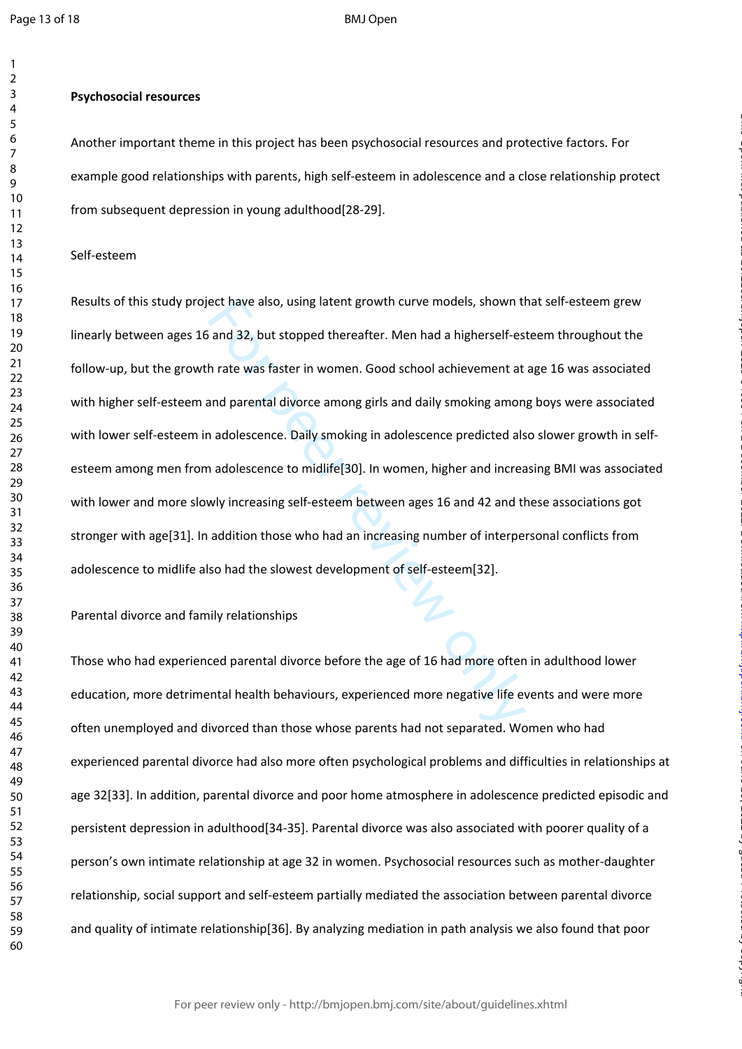**Psychosocial resources**

Another important theme in this project has been psychosocial resources and protective factors. For example good relationships with parents, high self-esteem in adolescence and a close relationship protect from subsequent depression in young adulthood[28-29].

Self-esteem

Results of this study project have also, using latent growth curve models, shown that self-esteem grew linearly between ages 16 and 32, but stopped thereafter. Men had a higherself-esteem throughout the follow-up, but the growth rate was faster in women. Good school achievement at age 16 was associated with higher self-esteem and parental divorce among girls and daily smoking among boys were associated with lower self-esteem in adolescence. Daily smoking in adolescence predicted also slower growth in self-esteem among men from adolescence to midlife[30]. In women, higher and increasing BMI was associated with lower and more slowly increasing self-esteem between ages 16 and 42 and these associations got stronger with age[31]. In addition those who had an increasing number of interpersonal conflicts from adolescence to midlife also had the slowest development of self-esteem[32].

Parental divorce and family relationships

Those who had experienced parental divorce before the age of 16 had more often in adulthood lower education, more detrimental health behaviours, experienced more negative life events and were more often unemployed and divorced than those whose parents had not separated. Women who had experienced parental divorce had also more often psychological problems and difficulties in relationships at age 32[33]. In addition, parental divorce and poor home atmosphere in adolescence predicted episodic and persistent depression in adulthood[34-35]. Parental divorce was also associated with poorer quality of a person's own intimate relationship at age 32 in women. Psychosocial resources such as mother-daughter relationship, social support and self-esteem partially mediated the association between parental divorce and quality of intimate relationship[36]. By analyzing mediation in path analysis we also found that poor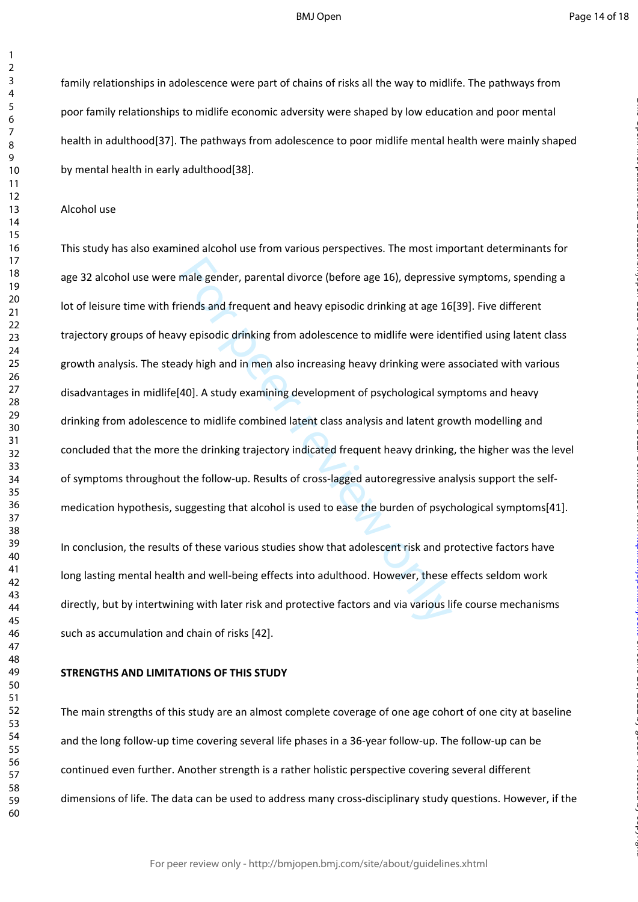family relationships in adolescence were part of chains of risks all the way to midlife. The pathways from poor family relationships to midlife economic adversity were shaped by low education and poor mental health in adulthood[37]. The pathways from adolescence to poor midlife mental health were mainly shaped by mental health in early adulthood[38].

Alcohol use

This study has also examined alcohol use from various perspectives. The most important determinants for age 32 alcohol use were male gender, parental divorce (before age 16), depressive symptoms, spending a lot of leisure time with friends and frequent and heavy episodic drinking at age 16[39]. Five different trajectory groups of heavy episodic drinking from adolescence to midlife were identified using latent class growth analysis. The steady high and in men also increasing heavy drinking were associated with various disadvantages in midlife[40]. A study examining development of psychological symptoms and heavy drinking from adolescence to midlife combined latent class analysis and latent growth modelling and concluded that the more the drinking trajectory indicated frequent heavy drinking, the higher was the level of symptoms throughout the follow-up. Results of cross-lagged autoregressive analysis support the self-medication hypothesis, suggesting that alcohol is used to ease the burden of psychological symptoms[41].

In conclusion, the results of these various studies show that adolescent risk and protective factors have long lasting mental health and well-being effects into adulthood. However, these effects seldom work directly, but by intertwining with later risk and protective factors and via various life course mechanisms such as accumulation and chain of risks [42].

**STRENGTHS AND LIMITATIONS OF THIS STUDY**

The main strengths of this study are an almost complete coverage of one age cohort of one city at baseline and the long follow-up time covering several life phases in a 36-year follow-up. The follow-up can be continued even further. Another strength is a rather holistic perspective covering several different dimensions of life. The data can be used to address many cross-disciplinary study questions. However, if the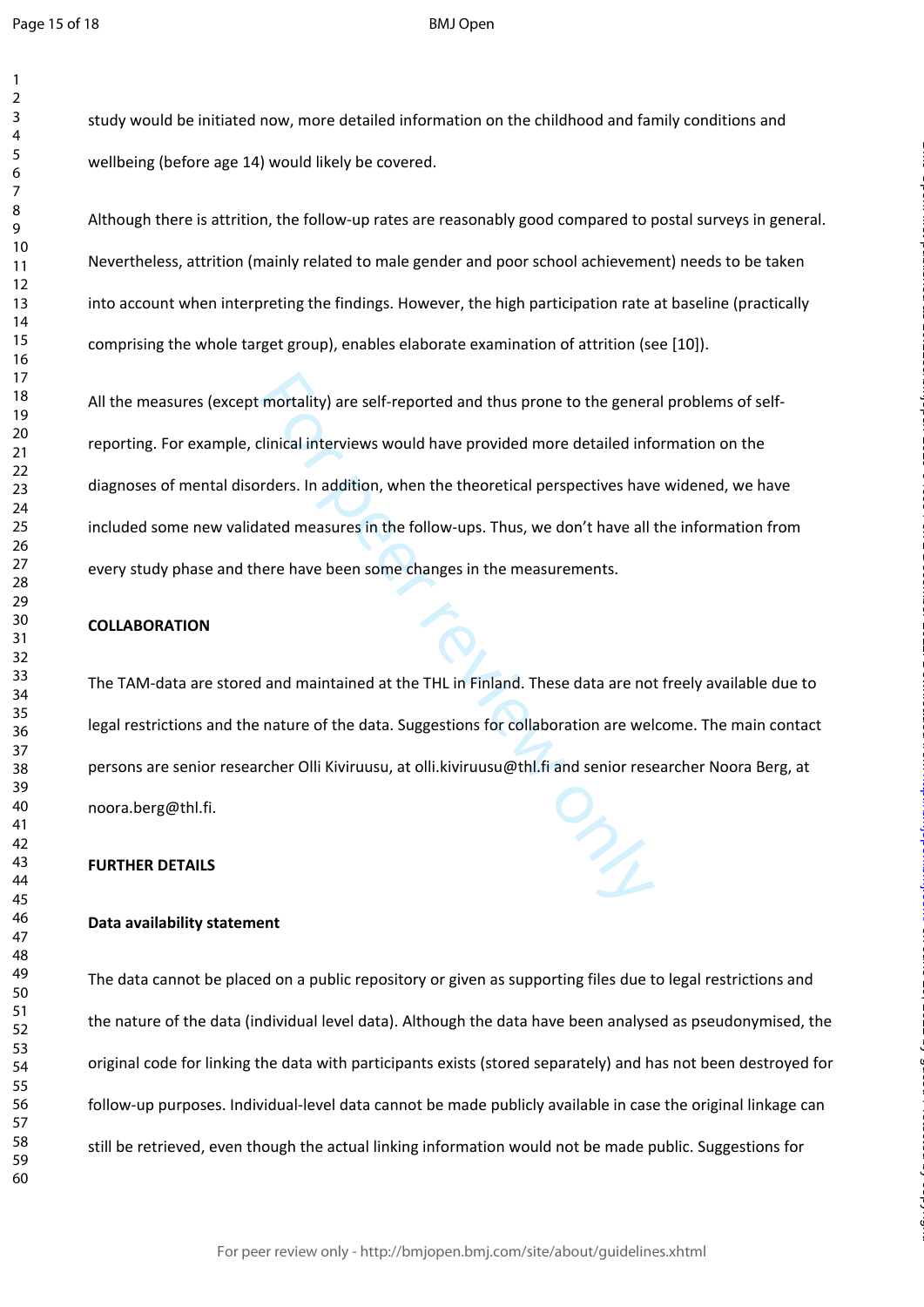study would be initiated now, more detailed information on the childhood and family conditions and wellbeing (before age 14) would likely be covered.

Although there is attrition, the follow-up rates are reasonably good compared to postal surveys in general. Nevertheless, attrition (mainly related to male gender and poor school achievement) needs to be taken into account when interpreting the findings. However, the high participation rate at baseline (practically comprising the whole target group), enables elaborate examination of attrition (see [10]).

All the measures (except mortality) are self-reported and thus prone to the general problems of self-reporting. For example, clinical interviews would have provided more detailed information on the diagnoses of mental disorders. In addition, when the theoretical perspectives have widened, we have included some new validated measures in the follow-ups. Thus, we don't have all the information from every study phase and there have been some changes in the measurements.

## COLLABORATION

The TAM-data are stored and maintained at the THL in Finland. These data are not freely available due to legal restrictions and the nature of the data. Suggestions for collaboration are welcome. The main contact persons are senior researcher Olli Kiviruusu, at olli.kiviruusu@thl.fi and senior researcher Noora Berg, at noora.berg@thl.fi.

## FURTHER DETAILS

### Data availability statement

The data cannot be placed on a public repository or given as supporting files due to legal restrictions and the nature of the data (individual level data). Although the data have been analysed as pseudonymised, the original code for linking the data with participants exists (stored separately) and has not been destroyed for follow-up purposes. Individual-level data cannot be made publicly available in case the original linkage can still be retrieved, even though the actual linking information would not be made public. Suggestions for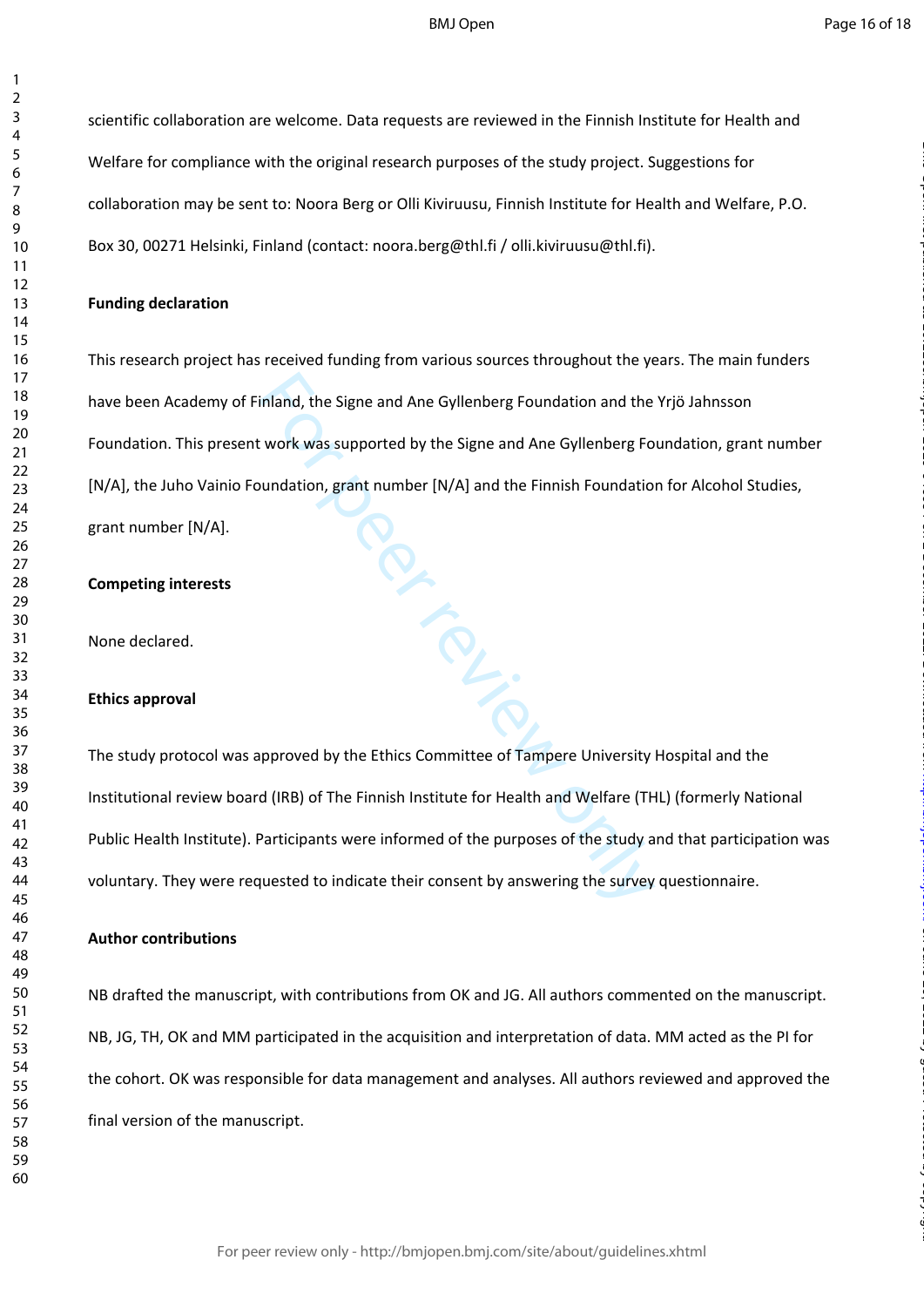scientific collaboration are welcome. Data requests are reviewed in the Finnish Institute for Health and Welfare for compliance with the original research purposes of the study project. Suggestions for collaboration may be sent to: Noora Berg or Olli Kiviruusu, Finnish Institute for Health and Welfare, P.O. Box 30, 00271 Helsinki, Finland (contact: noora.berg@thl.fi / olli.kiviruusu@thl.fi).

**Funding declaration**

This research project has received funding from various sources throughout the years. The main funders have been Academy of Finland, the Signe and Ane Gyllenberg Foundation and the Yrjö Jahnsson Foundation. This present work was supported by the Signe and Ane Gyllenberg Foundation, grant number [N/A], the Juho Vainio Foundation, grant number [N/A] and the Finnish Foundation for Alcohol Studies, grant number [N/A].

**Competing interests**

None declared.

**Ethics approval**

The study protocol was approved by the Ethics Committee of Tampere University Hospital and the Institutional review board (IRB) of The Finnish Institute for Health and Welfare (THL) (formerly National Public Health Institute). Participants were informed of the purposes of the study and that participation was voluntary. They were requested to indicate their consent by answering the survey questionnaire.

**Author contributions**

NB drafted the manuscript, with contributions from OK and JG. All authors commented on the manuscript. NB, JG, TH, OK and MM participated in the acquisition and interpretation of data. MM acted as the PI for the cohort. OK was responsible for data management and analyses. All authors reviewed and approved the final version of the manuscript.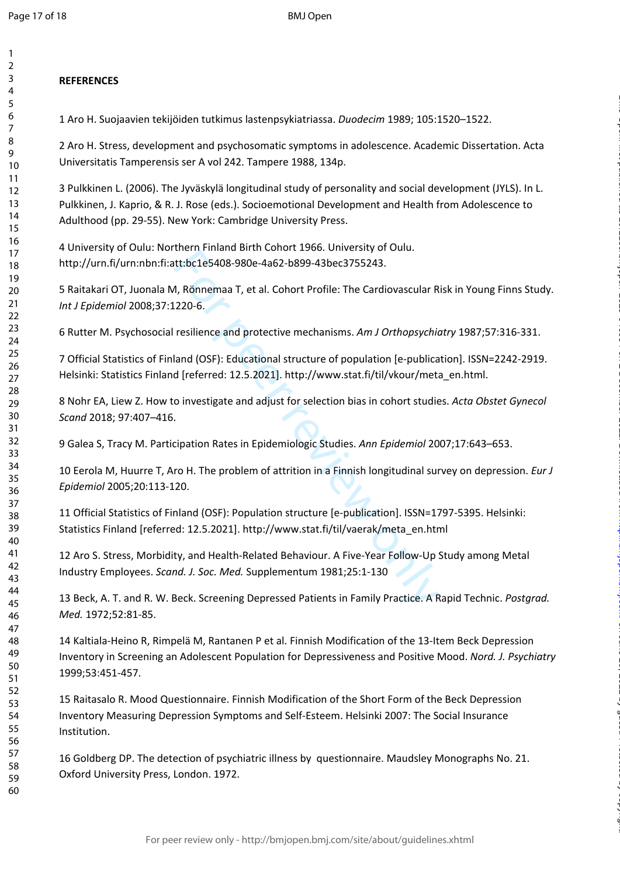## REFERENCES

1 Aro H. Suojaavien tekijöiden tutkimus lastenpsykiatriassa. *Duodecim* 1989; 105:1520–1522.

2 Aro H. Stress, development and psychosomatic symptoms in adolescence. Academic Dissertation. Acta Universitatis Tamperensis ser A vol 242. Tampere 1988, 134p.

3 Pulkkinen L. (2006). The Jyväskylä longitudinal study of personality and social development (JYLS). In L. Pulkkinen, J. Kaprio, & R. J. Rose (eds.). Socioemotional Development and Health from Adolescence to Adulthood (pp. 29-55). New York: Cambridge University Press.

4 University of Oulu: Northern Finland Birth Cohort 1966. University of Oulu. http://urn.fi/urn:nbn:fi:att:bc1e5408-980e-4a62-b899-43bec3755243.

5 Raitakari OT, Juonala M, Rönnemaa T, et al. Cohort Profile: The Cardiovascular Risk in Young Finns Study. *Int J Epidemiol* 2008;37:1220-6.

6 Rutter M. Psychosocial resilience and protective mechanisms. *Am J Orthopsychiatry* 1987;57:316-331.

7 Official Statistics of Finland (OSF): Educational structure of population [e-publication]. ISSN=2242-2919. Helsinki: Statistics Finland [referred: 12.5.2021]. http://www.stat.fi/til/vkour/meta_en.html.

8 Nohr EA, Liew Z. How to investigate and adjust for selection bias in cohort studies. *Acta Obstet Gynecol Scand* 2018; 97:407–416.

9 Galea S, Tracy M. Participation Rates in Epidemiologic Studies. *Ann Epidemiol* 2007;17:643–653.

10 Eerola M, Huurre T, Aro H. The problem of attrition in a Finnish longitudinal survey on depression. *Eur J Epidemiol* 2005;20:113-120.

11 Official Statistics of Finland (OSF): Population structure [e-publication]. ISSN=1797-5395. Helsinki: Statistics Finland [referred: 12.5.2021]. http://www.stat.fi/til/vaerak/meta_en.html

12 Aro S. Stress, Morbidity, and Health-Related Behaviour. A Five-Year Follow-Up Study among Metal Industry Employees. *Scand. J. Soc. Med.* Supplementum 1981;25:1-130

13 Beck, A. T. and R. W. Beck. Screening Depressed Patients in Family Practice. A Rapid Technic. *Postgrad. Med.* 1972;52:81-85.

14 Kaltiala-Heino R, Rimpelä M, Rantanen P et al. Finnish Modification of the 13-Item Beck Depression Inventory in Screening an Adolescent Population for Depressiveness and Positive Mood. *Nord. J. Psychiatry* 1999;53:451-457.

15 Raitasalo R. Mood Questionnaire. Finnish Modification of the Short Form of the Beck Depression Inventory Measuring Depression Symptoms and Self-Esteem. Helsinki 2007: The Social Insurance Institution.

16 Goldberg DP. The detection of psychiatric illness by questionnaire. Maudsley Monographs No. 21. Oxford University Press, London. 1972.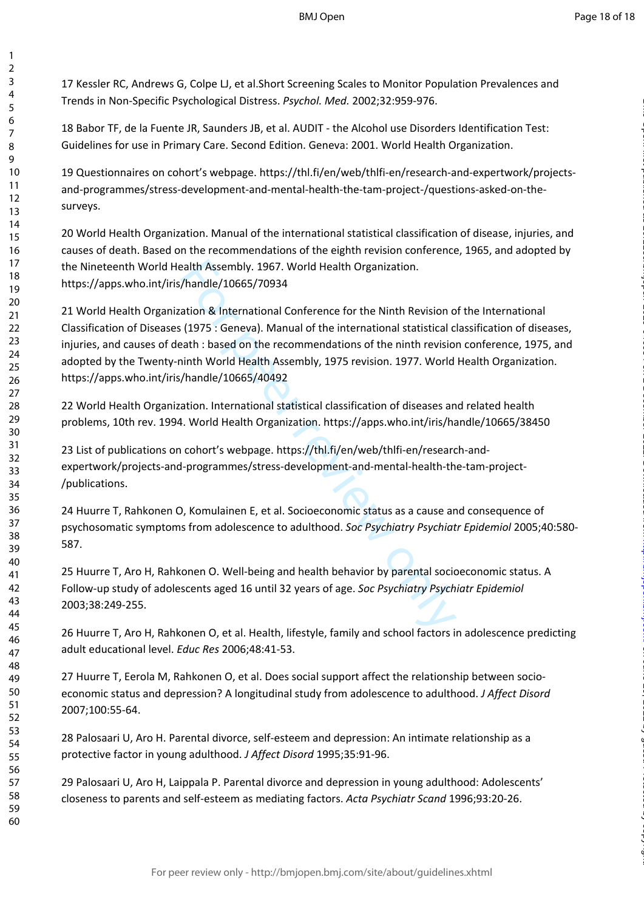17 Kessler RC, Andrews G, Colpe LJ, et al.Short Screening Scales to Monitor Population Prevalences and Trends in Non-Specific Psychological Distress. *Psychol. Med.* 2002;32:959-976.

18 Babor TF, de la Fuente JR, Saunders JB, et al. AUDIT - the Alcohol use Disorders Identification Test: Guidelines for use in Primary Care. Second Edition. Geneva: 2001. World Health Organization.

19 Questionnaires on cohort's webpage. https://thl.fi/en/web/thlfi-en/research-and-expertwork/projects-and-programmes/stress-development-and-mental-health-the-tam-project-/questions-asked-on-the-surveys.

20 World Health Organization. Manual of the international statistical classification of disease, injuries, and causes of death. Based on the recommendations of the eighth revision conference, 1965, and adopted by the Nineteenth World Health Assembly. 1967. World Health Organization. https://apps.who.int/iris/handle/10665/70934

21 World Health Organization & International Conference for the Ninth Revision of the International Classification of Diseases (1975 : Geneva). Manual of the international statistical classification of diseases, injuries, and causes of death : based on the recommendations of the ninth revision conference, 1975, and adopted by the Twenty-ninth World Health Assembly, 1975 revision. 1977. World Health Organization. https://apps.who.int/iris/handle/10665/40492

22 World Health Organization. International statistical classification of diseases and related health problems, 10th rev. 1994. World Health Organization. https://apps.who.int/iris/handle/10665/38450

23 List of publications on cohort's webpage. https://thl.fi/en/web/thlfi-en/research-and-expertwork/projects-and-programmes/stress-development-and-mental-health-the-tam-project-/publications.

24 Huurre T, Rahkonen O, Komulainen E, et al. Socioeconomic status as a cause and consequence of psychosomatic symptoms from adolescence to adulthood. *Soc Psychiatry Psychiatr Epidemiol* 2005;40:580-587.

25 Huurre T, Aro H, Rahkonen O. Well-being and health behavior by parental socioeconomic status. A Follow-up study of adolescents aged 16 until 32 years of age. *Soc Psychiatry Psychiatr Epidemiol* 2003;38:249-255.

26 Huurre T, Aro H, Rahkonen O, et al. Health, lifestyle, family and school factors in adolescence predicting adult educational level. *Educ Res* 2006;48:41-53.

27 Huurre T, Eerola M, Rahkonen O, et al. Does social support affect the relationship between socio-economic status and depression? A longitudinal study from adolescence to adulthood. *J Affect Disord* 2007;100:55-64.

28 Palosaari U, Aro H. Parental divorce, self-esteem and depression: An intimate relationship as a protective factor in young adulthood. *J Affect Disord* 1995;35:91-96.

29 Palosaari U, Aro H, Laippala P. Parental divorce and depression in young adulthood: Adolescents' closeness to parents and self-esteem as mediating factors. *Acta Psychiatr Scand* 1996;93:20-26.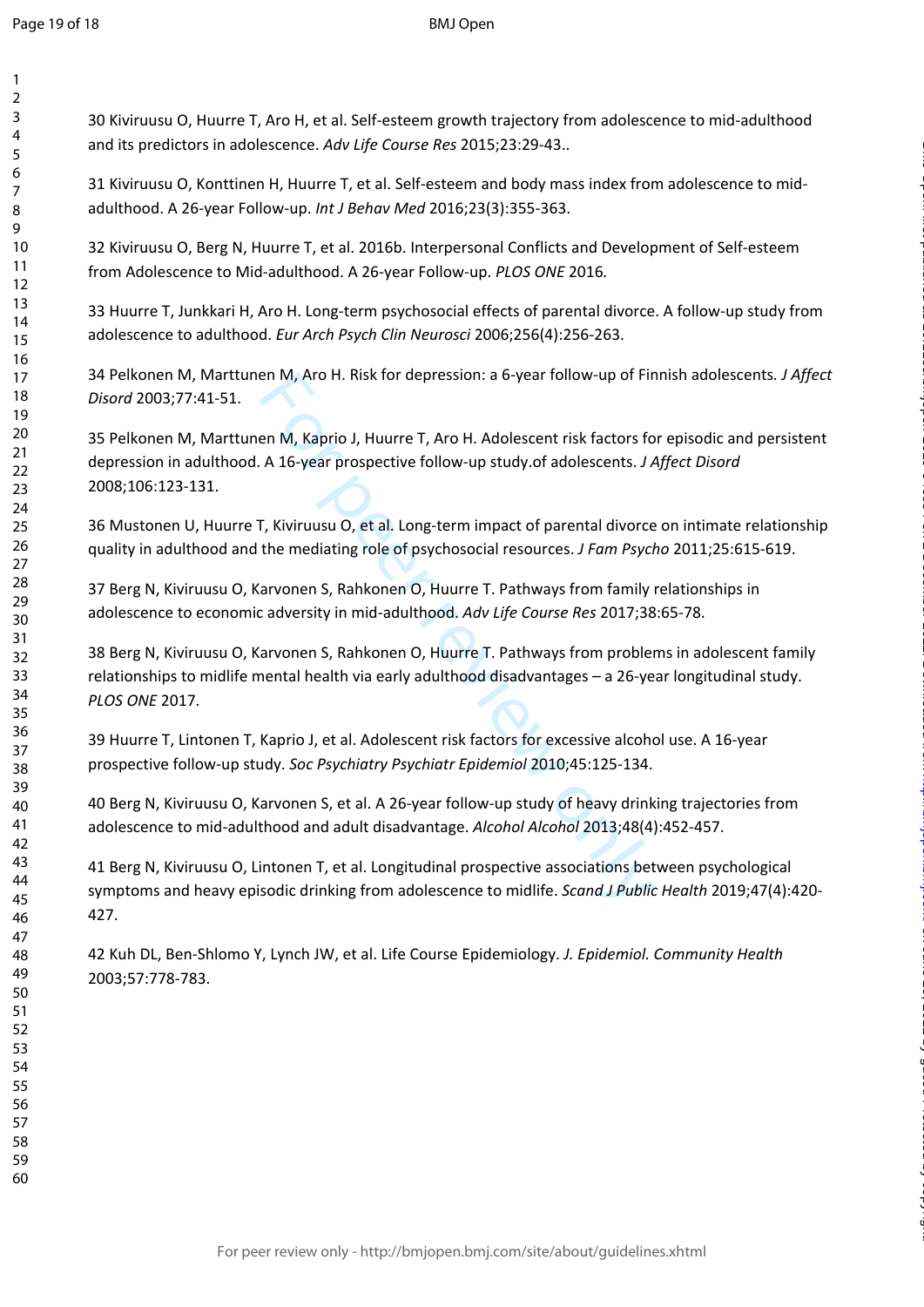30 Kiviruusu O, Huurre T, Aro H, et al. Self-esteem growth trajectory from adolescence to mid-adulthood and its predictors in adolescence. *Adv Life Course Res* 2015;23:29-43..

31 Kiviruusu O, Konttinen H, Huurre T, et al. Self-esteem and body mass index from adolescence to mid-adulthood. A 26-year Follow-up. *Int J Behav Med* 2016;23(3):355-363.

32 Kiviruusu O, Berg N, Huurre T, et al. 2016b. Interpersonal Conflicts and Development of Self-esteem from Adolescence to Mid-adulthood. A 26-year Follow-up. *PLOS ONE* 2016.

33 Huurre T, Junkkari H, Aro H. Long-term psychosocial effects of parental divorce. A follow-up study from adolescence to adulthood. *Eur Arch Psych Clin Neurosci* 2006;256(4):256-263.

34 Pelkonen M, Marttunen M, Aro H. Risk for depression: a 6-year follow-up of Finnish adolescents. *J Affect Disord* 2003;77:41-51.

35 Pelkonen M, Marttunen M, Kaprio J, Huurre T, Aro H. Adolescent risk factors for episodic and persistent depression in adulthood. A 16-year prospective follow-up study.of adolescents. *J Affect Disord* 2008;106:123-131.

36 Mustonen U, Huurre T, Kiviruusu O, et al. Long-term impact of parental divorce on intimate relationship quality in adulthood and the mediating role of psychosocial resources. *J Fam Psycho* 2011;25:615-619.

37 Berg N, Kiviruusu O, Karvonen S, Rahkonen O, Huurre T. Pathways from family relationships in adolescence to economic adversity in mid-adulthood. *Adv Life Course Res* 2017;38:65-78.

38 Berg N, Kiviruusu O, Karvonen S, Rahkonen O, Huurre T. Pathways from problems in adolescent family relationships to midlife mental health via early adulthood disadvantages – a 26-year longitudinal study. *PLOS ONE* 2017.

39 Huurre T, Lintonen T, Kaprio J, et al. Adolescent risk factors for excessive alcohol use. A 16-year prospective follow-up study. *Soc Psychiatry Psychiatr Epidemiol* 2010;45:125-134.

40 Berg N, Kiviruusu O, Karvonen S, et al. A 26-year follow-up study of heavy drinking trajectories from adolescence to mid-adulthood and adult disadvantage. *Alcohol Alcohol* 2013;48(4):452-457.

41 Berg N, Kiviruusu O, Lintonen T, et al. Longitudinal prospective associations between psychological symptoms and heavy episodic drinking from adolescence to midlife. *Scand J Public Health* 2019;47(4):420-427.

42 Kuh DL, Ben-Shlomo Y, Lynch JW, et al. Life Course Epidemiology. *J. Epidemiol. Community Health* 2003;57:778-783.